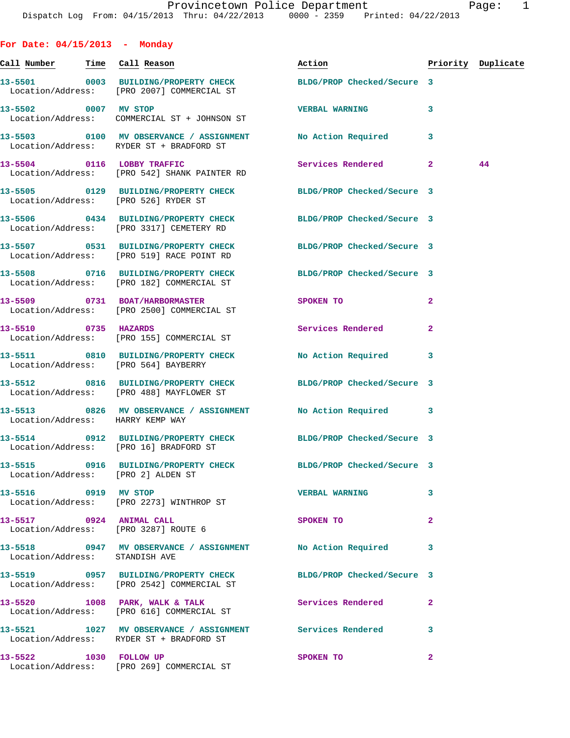Dispatch Log From: 04/15/2013 Thru: 04/22/2013 0000 - 2359 Printed: 04/22/2013

## For Date: 04/15/2013 - Monday

| Call Number | Time | Call Reason | Action | Priority | Duplicate |
|---|---|---|---|---|---|
| 13-5501 | 0003 | BUILDING/PROPERTY CHECK | BLDG/PROP Checked/Secure | 3 | |
| Location/Address: | | [PRO 2007] COMMERCIAL ST | | | |
| 13-5502 | 0007 | MV STOP | VERBAL WARNING | 3 | |
| Location/Address: | | COMMERCIAL ST + JOHNSON ST | | | |
| 13-5503 | 0100 | MV OBSERVANCE / ASSIGNMENT | No Action Required | 3 | |
| Location/Address: | | RYDER ST + BRADFORD ST | | | |
| 13-5504 | 0116 | LOBBY TRAFFIC | Services Rendered | 2 | 44 |
| Location/Address: | | [PRO 542] SHANK PAINTER RD | | | |
| 13-5505 | 0129 | BUILDING/PROPERTY CHECK | BLDG/PROP Checked/Secure | 3 | |
| Location/Address: | | [PRO 526] RYDER ST | | | |
| 13-5506 | 0434 | BUILDING/PROPERTY CHECK | BLDG/PROP Checked/Secure | 3 | |
| Location/Address: | | [PRO 3317] CEMETERY RD | | | |
| 13-5507 | 0531 | BUILDING/PROPERTY CHECK | BLDG/PROP Checked/Secure | 3 | |
| Location/Address: | | [PRO 519] RACE POINT RD | | | |
| 13-5508 | 0716 | BUILDING/PROPERTY CHECK | BLDG/PROP Checked/Secure | 3 | |
| Location/Address: | | [PRO 182] COMMERCIAL ST | | | |
| 13-5509 | 0731 | BOAT/HARBORMASTER | SPOKEN TO | 2 | |
| Location/Address: | | [PRO 2500] COMMERCIAL ST | | | |
| 13-5510 | 0735 | HAZARDS | Services Rendered | 2 | |
| Location/Address: | | [PRO 155] COMMERCIAL ST | | | |
| 13-5511 | 0810 | BUILDING/PROPERTY CHECK | No Action Required | 3 | |
| Location/Address: | | [PRO 564] BAYBERRY | | | |
| 13-5512 | 0816 | BUILDING/PROPERTY CHECK | BLDG/PROP Checked/Secure | 3 | |
| Location/Address: | | [PRO 488] MAYFLOWER ST | | | |
| 13-5513 | 0826 | MV OBSERVANCE / ASSIGNMENT | No Action Required | 3 | |
| Location/Address: | | HARRY KEMP WAY | | | |
| 13-5514 | 0912 | BUILDING/PROPERTY CHECK | BLDG/PROP Checked/Secure | 3 | |
| Location/Address: | | [PRO 16] BRADFORD ST | | | |
| 13-5515 | 0916 | BUILDING/PROPERTY CHECK | BLDG/PROP Checked/Secure | 3 | |
| Location/Address: | | [PRO 2] ALDEN ST | | | |
| 13-5516 | 0919 | MV STOP | VERBAL WARNING | 3 | |
| Location/Address: | | [PRO 2273] WINTHROP ST | | | |
| 13-5517 | 0924 | ANIMAL CALL | SPOKEN TO | 2 | |
| Location/Address: | | [PRO 3287] ROUTE 6 | | | |
| 13-5518 | 0947 | MV OBSERVANCE / ASSIGNMENT | No Action Required | 3 | |
| Location/Address: | | STANDISH AVE | | | |
| 13-5519 | 0957 | BUILDING/PROPERTY CHECK | BLDG/PROP Checked/Secure | 3 | |
| Location/Address: | | [PRO 2542] COMMERCIAL ST | | | |
| 13-5520 | 1008 | PARK, WALK & TALK | Services Rendered | 2 | |
| Location/Address: | | [PRO 616] COMMERCIAL ST | | | |
| 13-5521 | 1027 | MV OBSERVANCE / ASSIGNMENT | Services Rendered | 3 | |
| Location/Address: | | RYDER ST + BRADFORD ST | | | |
| 13-5522 | 1030 | FOLLOW UP | SPOKEN TO | 2 | |
| Location/Address: | | [PRO 269] COMMERCIAL ST | | | |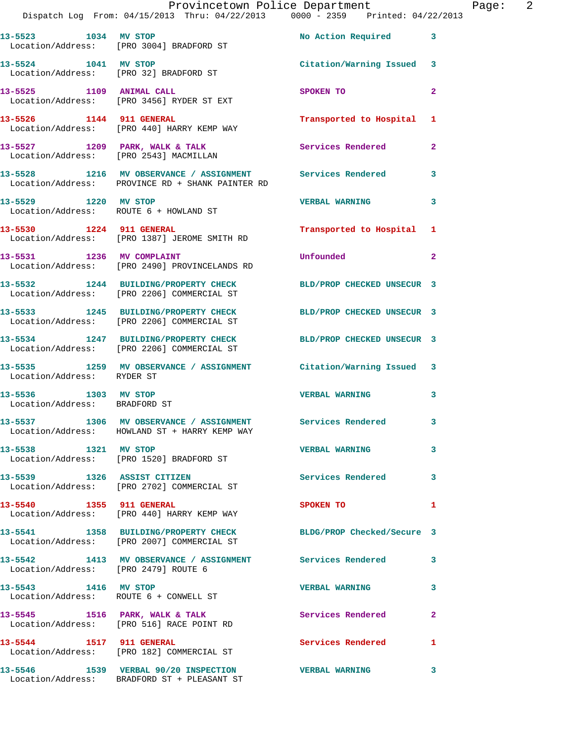13-5523 1034 MV STOP No Action Required 3
Location/Address: [PRO 3004] BRADFORD ST

13-5524 1041 MV STOP Citation/Warning Issued 3
Location/Address: [PRO 32] BRADFORD ST

13-5525 1109 ANIMAL CALL SPOKEN TO 2
Location/Address: [PRO 3456] RYDER ST EXT

13-5526 1144 911 GENERAL Transported to Hospital 1
Location/Address: [PRO 440] HARRY KEMP WAY

13-5527 1209 PARK, WALK & TALK Services Rendered 2
Location/Address: [PRO 2543] MACMILLAN

13-5528 1216 MV OBSERVANCE / ASSIGNMENT Services Rendered 3
Location/Address: PROVINCE RD + SHANK PAINTER RD

13-5529 1220 MV STOP VERBAL WARNING 3
Location/Address: ROUTE 6 + HOWLAND ST

13-5530 1224 911 GENERAL Transported to Hospital 1
Location/Address: [PRO 1387] JEROME SMITH RD

13-5531 1236 MV COMPLAINT Unfounded 2
Location/Address: [PRO 2490] PROVINCELANDS RD

13-5532 1244 BUILDING/PROPERTY CHECK BLD/PROP CHECKED UNSECUR 3
Location/Address: [PRO 2206] COMMERCIAL ST

13-5533 1245 BUILDING/PROPERTY CHECK BLD/PROP CHECKED UNSECUR 3
Location/Address: [PRO 2206] COMMERCIAL ST

13-5534 1247 BUILDING/PROPERTY CHECK BLD/PROP CHECKED UNSECUR 3
Location/Address: [PRO 2206] COMMERCIAL ST

13-5535 1259 MV OBSERVANCE / ASSIGNMENT Citation/Warning Issued 3
Location/Address: RYDER ST

13-5536 1303 MV STOP VERBAL WARNING 3
Location/Address: BRADFORD ST

13-5537 1306 MV OBSERVANCE / ASSIGNMENT Services Rendered 3
Location/Address: HOWLAND ST + HARRY KEMP WAY

13-5538 1321 MV STOP VERBAL WARNING 3
Location/Address: [PRO 1520] BRADFORD ST

13-5539 1326 ASSIST CITIZEN Services Rendered 3
Location/Address: [PRO 2702] COMMERCIAL ST

13-5540 1355 911 GENERAL SPOKEN TO 1
Location/Address: [PRO 440] HARRY KEMP WAY

13-5541 1358 BUILDING/PROPERTY CHECK BLDG/PROP Checked/Secure 3
Location/Address: [PRO 2007] COMMERCIAL ST

13-5542 1413 MV OBSERVANCE / ASSIGNMENT Services Rendered 3
Location/Address: [PRO 2479] ROUTE 6

13-5543 1416 MV STOP VERBAL WARNING 3
Location/Address: ROUTE 6 + CONWELL ST

13-5545 1516 PARK, WALK & TALK Services Rendered 2
Location/Address: [PRO 516] RACE POINT RD

13-5544 1517 911 GENERAL Services Rendered 1
Location/Address: [PRO 182] COMMERCIAL ST

13-5546 1539 VERBAL 90/20 INSPECTION VERBAL WARNING 3
Location/Address: BRADFORD ST + PLEASANT ST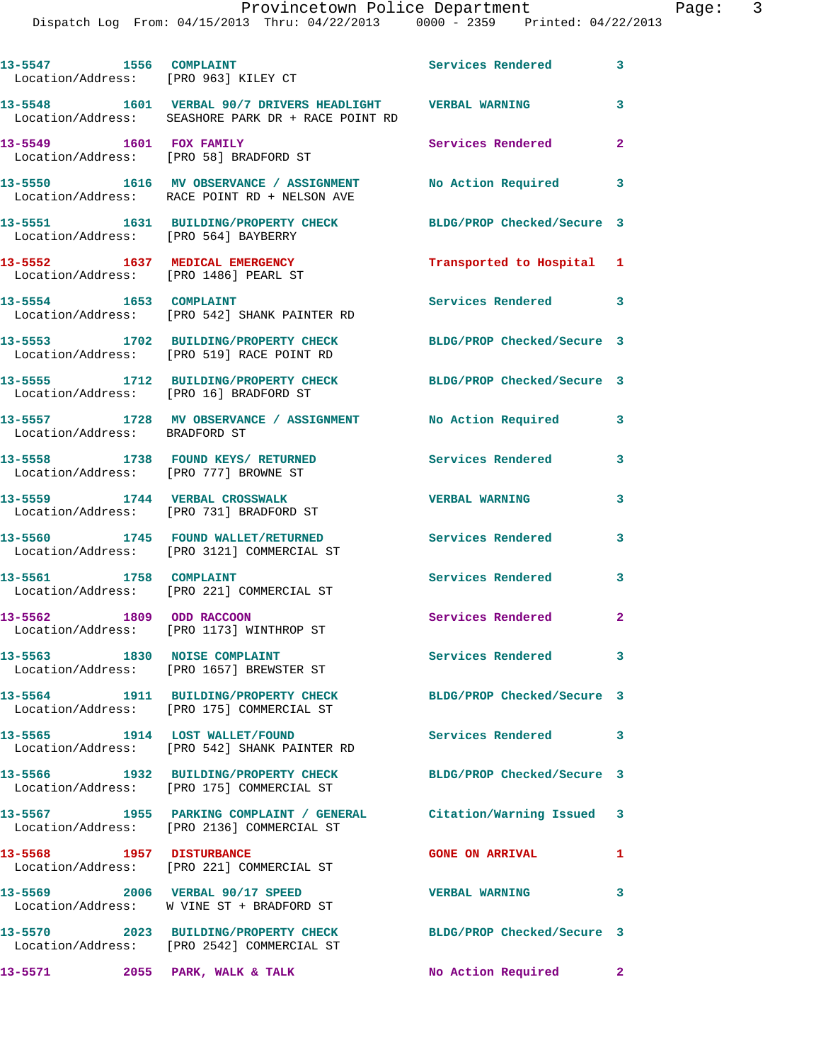13-5547 1556 COMPLAINT Services Rendered 3
Location/Address: [PRO 963] KILEY CT

13-5548 1601 VERBAL 90/7 DRIVERS HEADLIGHT VERBAL WARNING 3
Location/Address: SEASHORE PARK DR + RACE POINT RD

13-5549 1601 FOX FAMILY Services Rendered 2
Location/Address: [PRO 58] BRADFORD ST

13-5550 1616 MV OBSERVANCE / ASSIGNMENT No Action Required 3
Location/Address: RACE POINT RD + NELSON AVE

13-5551 1631 BUILDING/PROPERTY CHECK BLDG/PROP Checked/Secure 3
Location/Address: [PRO 564] BAYBERRY

13-5552 1637 MEDICAL EMERGENCY Transported to Hospital 1
Location/Address: [PRO 1486] PEARL ST

13-5554 1653 COMPLAINT Services Rendered 3
Location/Address: [PRO 542] SHANK PAINTER RD

13-5553 1702 BUILDING/PROPERTY CHECK BLDG/PROP Checked/Secure 3
Location/Address: [PRO 519] RACE POINT RD

13-5555 1712 BUILDING/PROPERTY CHECK BLDG/PROP Checked/Secure 3
Location/Address: [PRO 16] BRADFORD ST

13-5557 1728 MV OBSERVANCE / ASSIGNMENT No Action Required 3
Location/Address: BRADFORD ST

13-5558 1738 FOUND KEYS/ RETURNED Services Rendered 3
Location/Address: [PRO 777] BROWNE ST

13-5559 1744 VERBAL CROSSWALK VERBAL WARNING 3
Location/Address: [PRO 731] BRADFORD ST

13-5560 1745 FOUND WALLET/RETURNED Services Rendered 3
Location/Address: [PRO 3121] COMMERCIAL ST

13-5561 1758 COMPLAINT Services Rendered 3
Location/Address: [PRO 221] COMMERCIAL ST

13-5562 1809 ODD RACCOON Services Rendered 2
Location/Address: [PRO 1173] WINTHROP ST

13-5563 1830 NOISE COMPLAINT Services Rendered 3
Location/Address: [PRO 1657] BREWSTER ST

13-5564 1911 BUILDING/PROPERTY CHECK BLDG/PROP Checked/Secure 3
Location/Address: [PRO 175] COMMERCIAL ST

13-5565 1914 LOST WALLET/FOUND Services Rendered 3
Location/Address: [PRO 542] SHANK PAINTER RD

13-5566 1932 BUILDING/PROPERTY CHECK BLDG/PROP Checked/Secure 3
Location/Address: [PRO 175] COMMERCIAL ST

13-5567 1955 PARKING COMPLAINT / GENERAL Citation/Warning Issued 3
Location/Address: [PRO 2136] COMMERCIAL ST

13-5568 1957 DISTURBANCE GONE ON ARRIVAL 1
Location/Address: [PRO 221] COMMERCIAL ST

13-5569 2006 VERBAL 90/17 SPEED VERBAL WARNING 3
Location/Address: W VINE ST + BRADFORD ST

13-5570 2023 BUILDING/PROPERTY CHECK BLDG/PROP Checked/Secure 3
Location/Address: [PRO 2542] COMMERCIAL ST

13-5571 2055 PARK, WALK & TALK No Action Required 2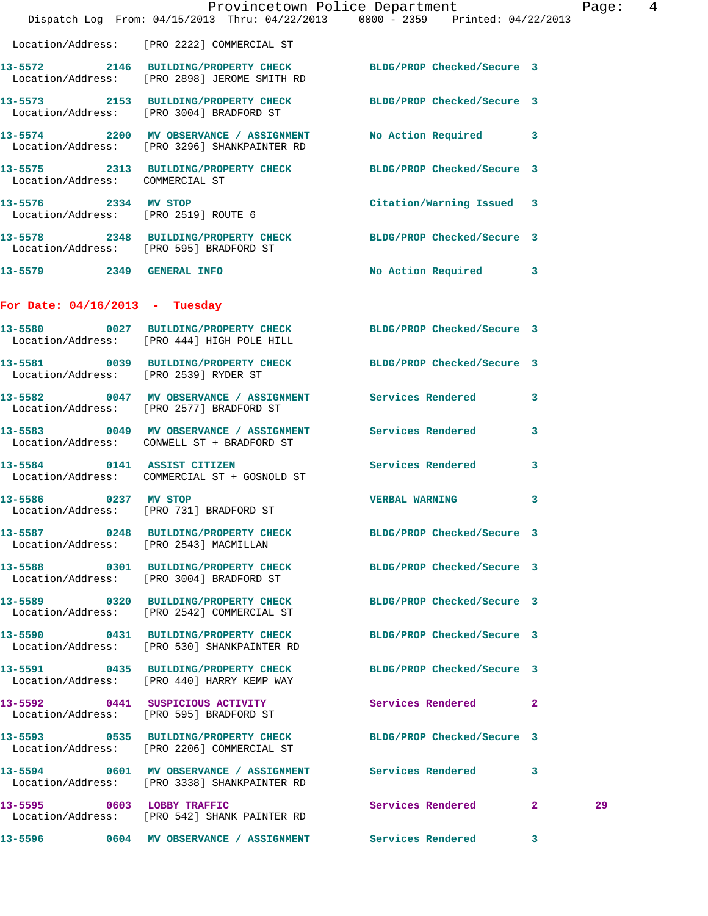Location/Address: [PRO 2222] COMMERCIAL ST

**13-5572 2146 BUILDING/PROPERTY CHECK** BLDG/PROP Checked/Secure 3
Location/Address: [PRO 2898] JEROME SMITH RD

**13-5573 2153 BUILDING/PROPERTY CHECK** BLDG/PROP Checked/Secure 3
Location/Address: [PRO 3004] BRADFORD ST

**13-5574 2200 MV OBSERVANCE / ASSIGNMENT** No Action Required 3
Location/Address: [PRO 3296] SHANKPAINTER RD

**13-5575 2313 BUILDING/PROPERTY CHECK** BLDG/PROP Checked/Secure 3
Location/Address: COMMERCIAL ST

**13-5576 2334 MV STOP** Citation/Warning Issued 3
Location/Address: [PRO 2519] ROUTE 6

**13-5578 2348 BUILDING/PROPERTY CHECK** BLDG/PROP Checked/Secure 3
Location/Address: [PRO 595] BRADFORD ST

**13-5579 2349 GENERAL INFO** No Action Required 3

## For Date: 04/16/2013 - Tuesday

**13-5580 0027 BUILDING/PROPERTY CHECK** BLDG/PROP Checked/Secure 3
Location/Address: [PRO 444] HIGH POLE HILL

**13-5581 0039 BUILDING/PROPERTY CHECK** BLDG/PROP Checked/Secure 3
Location/Address: [PRO 2539] RYDER ST

**13-5582 0047 MV OBSERVANCE / ASSIGNMENT** Services Rendered 3
Location/Address: [PRO 2577] BRADFORD ST

**13-5583 0049 MV OBSERVANCE / ASSIGNMENT** Services Rendered 3
Location/Address: CONWELL ST + BRADFORD ST

**13-5584 0141 ASSIST CITIZEN** Services Rendered 3
Location/Address: COMMERCIAL ST + GOSNOLD ST

**13-5586 0237 MV STOP** VERBAL WARNING 3
Location/Address: [PRO 731] BRADFORD ST

**13-5587 0248 BUILDING/PROPERTY CHECK** BLDG/PROP Checked/Secure 3
Location/Address: [PRO 2543] MACMILLAN

**13-5588 0301 BUILDING/PROPERTY CHECK** BLDG/PROP Checked/Secure 3
Location/Address: [PRO 3004] BRADFORD ST

**13-5589 0320 BUILDING/PROPERTY CHECK** BLDG/PROP Checked/Secure 3
Location/Address: [PRO 2542] COMMERCIAL ST

**13-5590 0431 BUILDING/PROPERTY CHECK** BLDG/PROP Checked/Secure 3
Location/Address: [PRO 530] SHANKPAINTER RD

**13-5591 0435 BUILDING/PROPERTY CHECK** BLDG/PROP Checked/Secure 3
Location/Address: [PRO 440] HARRY KEMP WAY

**13-5592 0441 SUSPICIOUS ACTIVITY** Services Rendered 2
Location/Address: [PRO 595] BRADFORD ST

**13-5593 0535 BUILDING/PROPERTY CHECK** BLDG/PROP Checked/Secure 3
Location/Address: [PRO 2206] COMMERCIAL ST

**13-5594 0601 MV OBSERVANCE / ASSIGNMENT** Services Rendered 3
Location/Address: [PRO 3338] SHANKPAINTER RD

**13-5595 0603 LOBBY TRAFFIC** Services Rendered 2 29
Location/Address: [PRO 542] SHANK PAINTER RD

**13-5596 0604 MV OBSERVANCE / ASSIGNMENT** Services Rendered 3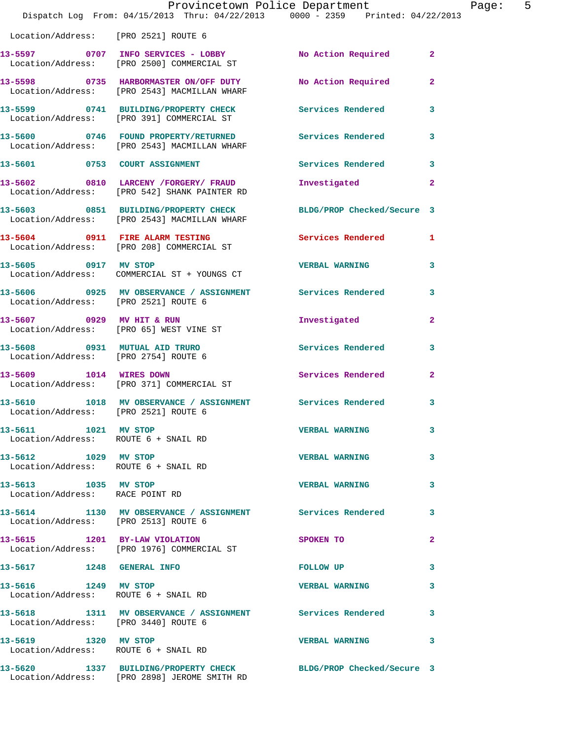Location/Address: [PRO 2521] ROUTE 6

| Call # | Time | Call Type | Disposition | Priority |
|---|---|---|---|---|
| 13-5597 | 0707 | INFO SERVICES - LOBBY | No Action Required | 2 |
| Location/Address: [PRO 2500] COMMERCIAL ST | | | | |
| 13-5598 | 0735 | HARBORMASTER ON/OFF DUTY | No Action Required | 2 |
| Location/Address: [PRO 2543] MACMILLAN WHARF | | | | |
| 13-5599 | 0741 | BUILDING/PROPERTY CHECK | Services Rendered | 3 |
| Location/Address: [PRO 391] COMMERCIAL ST | | | | |
| 13-5600 | 0746 | FOUND PROPERTY/RETURNED | Services Rendered | 3 |
| Location/Address: [PRO 2543] MACMILLAN WHARF | | | | |
| 13-5601 | 0753 | COURT ASSIGNMENT | Services Rendered | 3 |
| 13-5602 | 0810 | LARCENY /FORGERY/ FRAUD | Investigated | 2 |
| Location/Address: [PRO 542] SHANK PAINTER RD | | | | |
| 13-5603 | 0851 | BUILDING/PROPERTY CHECK | BLDG/PROP Checked/Secure | 3 |
| Location/Address: [PRO 2543] MACMILLAN WHARF | | | | |
| 13-5604 | 0911 | FIRE ALARM TESTING | Services Rendered | 1 |
| Location/Address: [PRO 208] COMMERCIAL ST | | | | |
| 13-5605 | 0917 | MV STOP | VERBAL WARNING | 3 |
| Location/Address: COMMERCIAL ST + YOUNGS CT | | | | |
| 13-5606 | 0925 | MV OBSERVANCE / ASSIGNMENT | Services Rendered | 3 |
| Location/Address: [PRO 2521] ROUTE 6 | | | | |
| 13-5607 | 0929 | MV HIT & RUN | Investigated | 2 |
| Location/Address: [PRO 65] WEST VINE ST | | | | |
| 13-5608 | 0931 | MUTUAL AID TRURO | Services Rendered | 3 |
| Location/Address: [PRO 2754] ROUTE 6 | | | | |
| 13-5609 | 1014 | WIRES DOWN | Services Rendered | 2 |
| Location/Address: [PRO 371] COMMERCIAL ST | | | | |
| 13-5610 | 1018 | MV OBSERVANCE / ASSIGNMENT | Services Rendered | 3 |
| Location/Address: [PRO 2521] ROUTE 6 | | | | |
| 13-5611 | 1021 | MV STOP | VERBAL WARNING | 3 |
| Location/Address: ROUTE 6 + SNAIL RD | | | | |
| 13-5612 | 1029 | MV STOP | VERBAL WARNING | 3 |
| Location/Address: ROUTE 6 + SNAIL RD | | | | |
| 13-5613 | 1035 | MV STOP | VERBAL WARNING | 3 |
| Location/Address: RACE POINT RD | | | | |
| 13-5614 | 1130 | MV OBSERVANCE / ASSIGNMENT | Services Rendered | 3 |
| Location/Address: [PRO 2513] ROUTE 6 | | | | |
| 13-5615 | 1201 | BY-LAW VIOLATION | SPOKEN TO | 2 |
| Location/Address: [PRO 1976] COMMERCIAL ST | | | | |
| 13-5617 | 1248 | GENERAL INFO | FOLLOW UP | 3 |
| 13-5616 | 1249 | MV STOP | VERBAL WARNING | 3 |
| Location/Address: ROUTE 6 + SNAIL RD | | | | |
| 13-5618 | 1311 | MV OBSERVANCE / ASSIGNMENT | Services Rendered | 3 |
| Location/Address: [PRO 3440] ROUTE 6 | | | | |
| 13-5619 | 1320 | MV STOP | VERBAL WARNING | 3 |
| Location/Address: ROUTE 6 + SNAIL RD | | | | |
| 13-5620 | 1337 | BUILDING/PROPERTY CHECK | BLDG/PROP Checked/Secure | 3 |
| Location/Address: [PRO 2898] JEROME SMITH RD | | | | |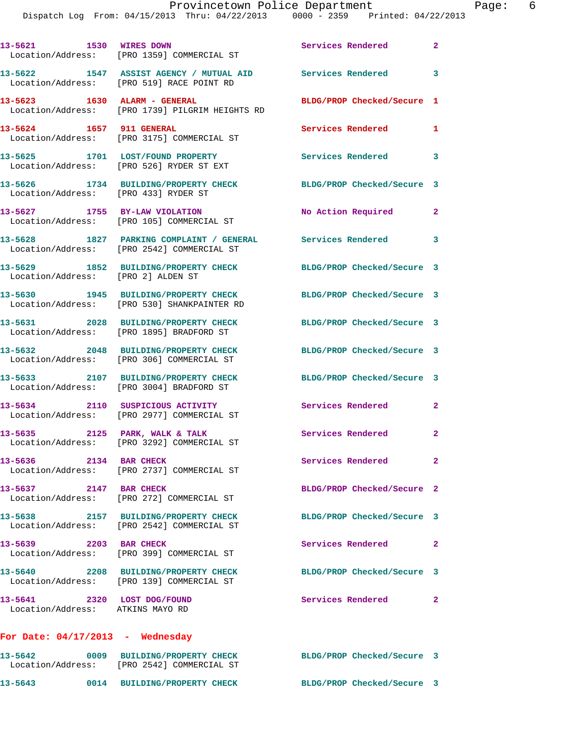13-5621 1530 WIRES DOWN Services Rendered 2
Location/Address: [PRO 1359] COMMERCIAL ST

13-5622 1547 ASSIST AGENCY / MUTUAL AID Services Rendered 3
Location/Address: [PRO 519] RACE POINT RD

13-5623 1630 ALARM - GENERAL BLDG/PROP Checked/Secure 1
Location/Address: [PRO 1739] PILGRIM HEIGHTS RD

13-5624 1657 911 GENERAL Services Rendered 1
Location/Address: [PRO 3175] COMMERCIAL ST

13-5625 1701 LOST/FOUND PROPERTY Services Rendered 3
Location/Address: [PRO 526] RYDER ST EXT

13-5626 1734 BUILDING/PROPERTY CHECK BLDG/PROP Checked/Secure 3
Location/Address: [PRO 433] RYDER ST

13-5627 1755 BY-LAW VIOLATION No Action Required 2
Location/Address: [PRO 105] COMMERCIAL ST

13-5628 1827 PARKING COMPLAINT / GENERAL Services Rendered 3
Location/Address: [PRO 2542] COMMERCIAL ST

13-5629 1852 BUILDING/PROPERTY CHECK BLDG/PROP Checked/Secure 3
Location/Address: [PRO 2] ALDEN ST

13-5630 1945 BUILDING/PROPERTY CHECK BLDG/PROP Checked/Secure 3
Location/Address: [PRO 530] SHANKPAINTER RD

13-5631 2028 BUILDING/PROPERTY CHECK BLDG/PROP Checked/Secure 3
Location/Address: [PRO 1895] BRADFORD ST

13-5632 2048 BUILDING/PROPERTY CHECK BLDG/PROP Checked/Secure 3
Location/Address: [PRO 306] COMMERCIAL ST

13-5633 2107 BUILDING/PROPERTY CHECK BLDG/PROP Checked/Secure 3
Location/Address: [PRO 3004] BRADFORD ST

13-5634 2110 SUSPICIOUS ACTIVITY Services Rendered 2
Location/Address: [PRO 2977] COMMERCIAL ST

13-5635 2125 PARK, WALK & TALK Services Rendered 2
Location/Address: [PRO 3292] COMMERCIAL ST

13-5636 2134 BAR CHECK Services Rendered 2
Location/Address: [PRO 2737] COMMERCIAL ST

13-5637 2147 BAR CHECK BLDG/PROP Checked/Secure 2
Location/Address: [PRO 272] COMMERCIAL ST

13-5638 2157 BUILDING/PROPERTY CHECK BLDG/PROP Checked/Secure 3
Location/Address: [PRO 2542] COMMERCIAL ST

13-5639 2203 BAR CHECK Services Rendered 2
Location/Address: [PRO 399] COMMERCIAL ST

13-5640 2208 BUILDING/PROPERTY CHECK BLDG/PROP Checked/Secure 3
Location/Address: [PRO 139] COMMERCIAL ST

13-5641 2320 LOST DOG/FOUND Services Rendered 2
Location/Address: ATKINS MAYO RD

**For Date: 04/17/2013 - Wednesday**

13-5642 0009 BUILDING/PROPERTY CHECK BLDG/PROP Checked/Secure 3
Location/Address: [PRO 2542] COMMERCIAL ST

13-5643 0014 BUILDING/PROPERTY CHECK BLDG/PROP Checked/Secure 3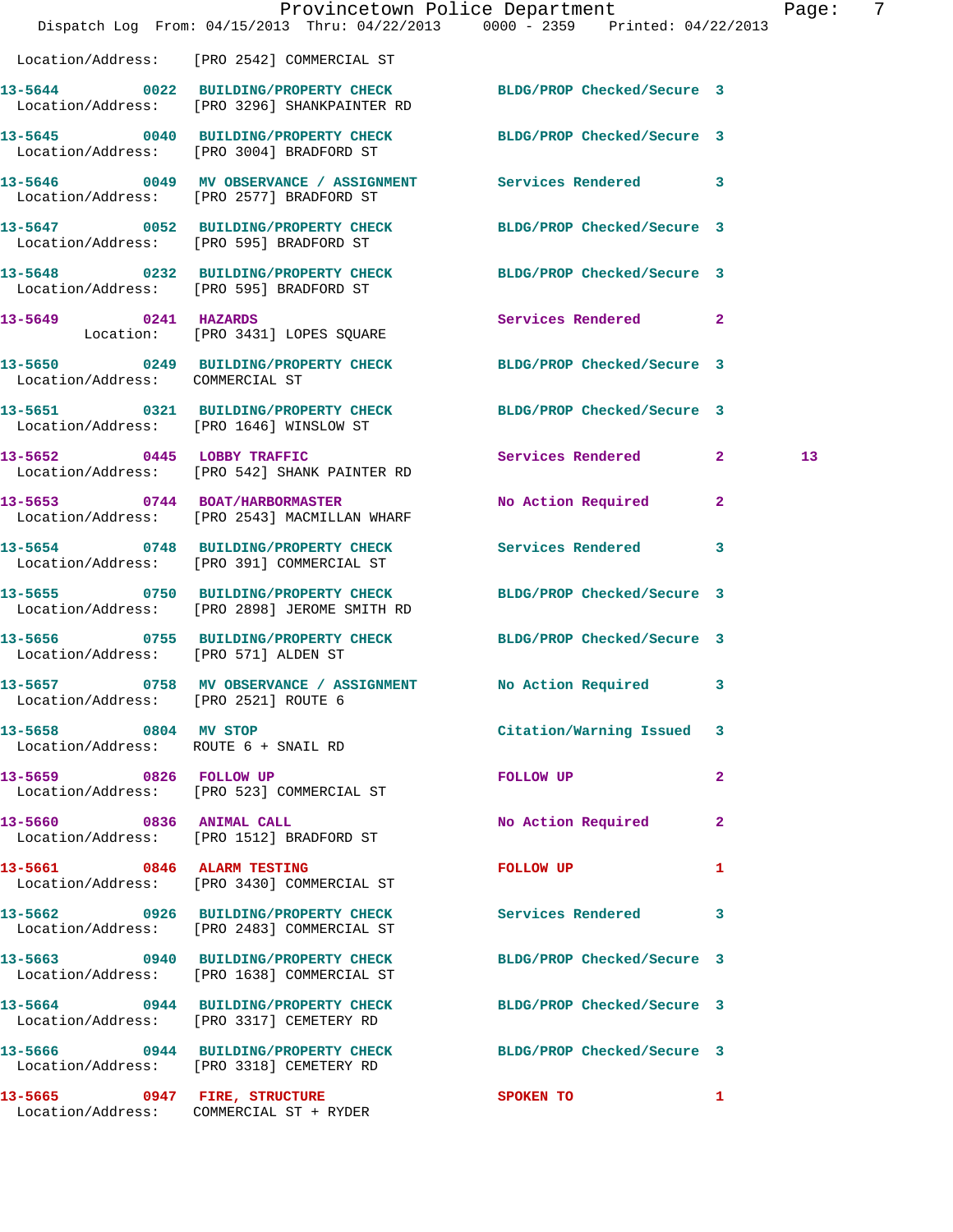Location/Address: [PRO 2542] COMMERCIAL ST

| Call Number | Time | Call Reason | Action | Priority | |
|---|---|---|---|---|---|
| 13-5644 | 0022 | BUILDING/PROPERTY CHECK | BLDG/PROP Checked/Secure | 3 | |
| | | Location/Address: [PRO 3296] SHANKPAINTER RD | | | |
| 13-5645 | 0040 | BUILDING/PROPERTY CHECK | BLDG/PROP Checked/Secure | 3 | |
| | | Location/Address: [PRO 3004] BRADFORD ST | | | |
| 13-5646 | 0049 | MV OBSERVANCE / ASSIGNMENT | Services Rendered | 3 | |
| | | Location/Address: [PRO 2577] BRADFORD ST | | | |
| 13-5647 | 0052 | BUILDING/PROPERTY CHECK | BLDG/PROP Checked/Secure | 3 | |
| | | Location/Address: [PRO 595] BRADFORD ST | | | |
| 13-5648 | 0232 | BUILDING/PROPERTY CHECK | BLDG/PROP Checked/Secure | 3 | |
| | | Location/Address: [PRO 595] BRADFORD ST | | | |
| 13-5649 | 0241 | HAZARDS | Services Rendered | 2 | |
| | | Location: [PRO 3431] LOPES SQUARE | | | |
| 13-5650 | 0249 | BUILDING/PROPERTY CHECK | BLDG/PROP Checked/Secure | 3 | |
| | | Location/Address: COMMERCIAL ST | | | |
| 13-5651 | 0321 | BUILDING/PROPERTY CHECK | BLDG/PROP Checked/Secure | 3 | |
| | | Location/Address: [PRO 1646] WINSLOW ST | | | |
| 13-5652 | 0445 | LOBBY TRAFFIC | Services Rendered | 2 | 13 |
| | | Location/Address: [PRO 542] SHANK PAINTER RD | | | |
| 13-5653 | 0744 | BOAT/HARBORMASTER | No Action Required | 2 | |
| | | Location/Address: [PRO 2543] MACMILLAN WHARF | | | |
| 13-5654 | 0748 | BUILDING/PROPERTY CHECK | Services Rendered | 3 | |
| | | Location/Address: [PRO 391] COMMERCIAL ST | | | |
| 13-5655 | 0750 | BUILDING/PROPERTY CHECK | BLDG/PROP Checked/Secure | 3 | |
| | | Location/Address: [PRO 2898] JEROME SMITH RD | | | |
| 13-5656 | 0755 | BUILDING/PROPERTY CHECK | BLDG/PROP Checked/Secure | 3 | |
| | | Location/Address: [PRO 571] ALDEN ST | | | |
| 13-5657 | 0758 | MV OBSERVANCE / ASSIGNMENT | No Action Required | 3 | |
| | | Location/Address: [PRO 2521] ROUTE 6 | | | |
| 13-5658 | 0804 | MV STOP | Citation/Warning Issued | 3 | |
| | | Location/Address: ROUTE 6 + SNAIL RD | | | |
| 13-5659 | 0826 | FOLLOW UP | FOLLOW UP | 2 | |
| | | Location/Address: [PRO 523] COMMERCIAL ST | | | |
| 13-5660 | 0836 | ANIMAL CALL | No Action Required | 2 | |
| | | Location/Address: [PRO 1512] BRADFORD ST | | | |
| 13-5661 | 0846 | ALARM TESTING | FOLLOW UP | 1 | |
| | | Location/Address: [PRO 3430] COMMERCIAL ST | | | |
| 13-5662 | 0926 | BUILDING/PROPERTY CHECK | Services Rendered | 3 | |
| | | Location/Address: [PRO 2483] COMMERCIAL ST | | | |
| 13-5663 | 0940 | BUILDING/PROPERTY CHECK | BLDG/PROP Checked/Secure | 3 | |
| | | Location/Address: [PRO 1638] COMMERCIAL ST | | | |
| 13-5664 | 0944 | BUILDING/PROPERTY CHECK | BLDG/PROP Checked/Secure | 3 | |
| | | Location/Address: [PRO 3317] CEMETERY RD | | | |
| 13-5666 | 0944 | BUILDING/PROPERTY CHECK | BLDG/PROP Checked/Secure | 3 | |
| | | Location/Address: [PRO 3318] CEMETERY RD | | | |
| 13-5665 | 0947 | FIRE, STRUCTURE | SPOKEN TO | 1 | |
| | | Location/Address: COMMERCIAL ST + RYDER | | | |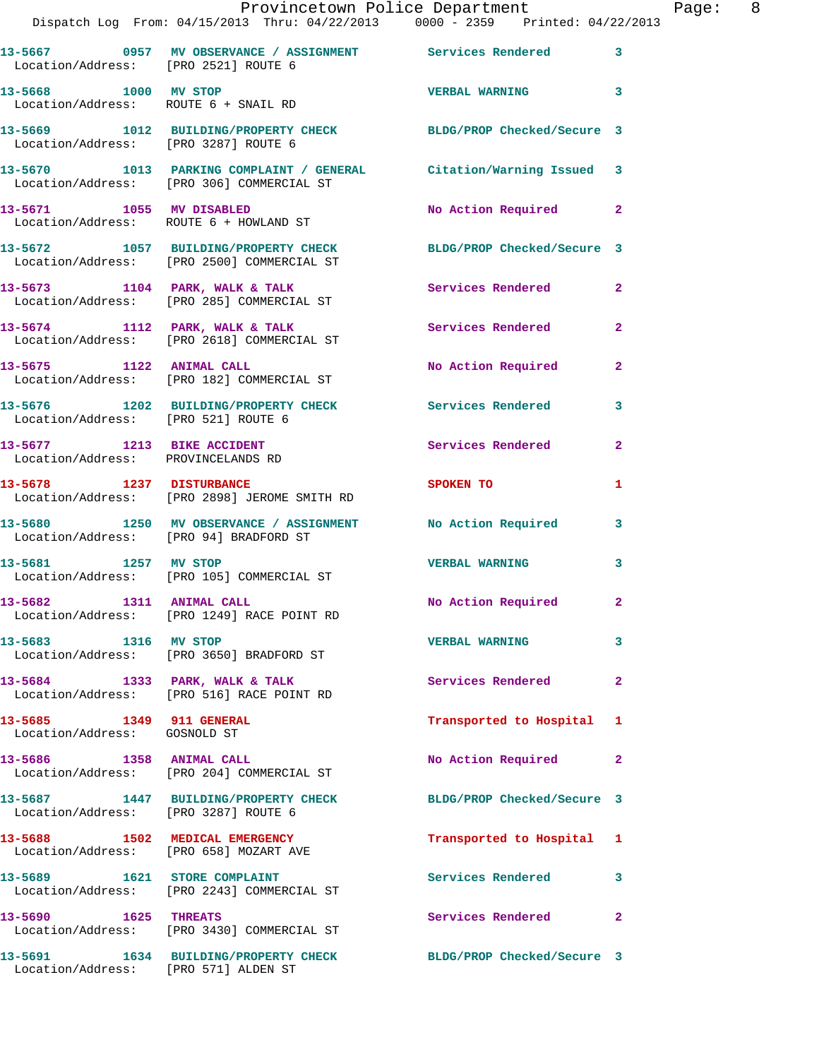13-5667 0957 MV OBSERVANCE / ASSIGNMENT Services Rendered 3
Location/Address: [PRO 2521] ROUTE 6

13-5668 1000 MV STOP VERBAL WARNING 3
Location/Address: ROUTE 6 + SNAIL RD

13-5669 1012 BUILDING/PROPERTY CHECK BLDG/PROP Checked/Secure 3
Location/Address: [PRO 3287] ROUTE 6

13-5670 1013 PARKING COMPLAINT / GENERAL Citation/Warning Issued 3
Location/Address: [PRO 306] COMMERCIAL ST

13-5671 1055 MV DISABLED No Action Required 2
Location/Address: ROUTE 6 + HOWLAND ST

13-5672 1057 BUILDING/PROPERTY CHECK BLDG/PROP Checked/Secure 3
Location/Address: [PRO 2500] COMMERCIAL ST

13-5673 1104 PARK, WALK & TALK Services Rendered 2
Location/Address: [PRO 285] COMMERCIAL ST

13-5674 1112 PARK, WALK & TALK Services Rendered 2
Location/Address: [PRO 2618] COMMERCIAL ST

13-5675 1122 ANIMAL CALL No Action Required 2
Location/Address: [PRO 182] COMMERCIAL ST

13-5676 1202 BUILDING/PROPERTY CHECK Services Rendered 3
Location/Address: [PRO 521] ROUTE 6

13-5677 1213 BIKE ACCIDENT Services Rendered 2
Location/Address: PROVINCELANDS RD

13-5678 1237 DISTURBANCE SPOKEN TO 1
Location/Address: [PRO 2898] JEROME SMITH RD

13-5680 1250 MV OBSERVANCE / ASSIGNMENT No Action Required 3
Location/Address: [PRO 94] BRADFORD ST

13-5681 1257 MV STOP VERBAL WARNING 3
Location/Address: [PRO 105] COMMERCIAL ST

13-5682 1311 ANIMAL CALL No Action Required 2
Location/Address: [PRO 1249] RACE POINT RD

13-5683 1316 MV STOP VERBAL WARNING 3
Location/Address: [PRO 3650] BRADFORD ST

13-5684 1333 PARK, WALK & TALK Services Rendered 2
Location/Address: [PRO 516] RACE POINT RD

13-5685 1349 911 GENERAL Transported to Hospital 1
Location/Address: GOSNOLD ST

13-5686 1358 ANIMAL CALL No Action Required 2
Location/Address: [PRO 204] COMMERCIAL ST

13-5687 1447 BUILDING/PROPERTY CHECK BLDG/PROP Checked/Secure 3
Location/Address: [PRO 3287] ROUTE 6

13-5688 1502 MEDICAL EMERGENCY Transported to Hospital 1
Location/Address: [PRO 658] MOZART AVE

13-5689 1621 STORE COMPLAINT Services Rendered 3
Location/Address: [PRO 2243] COMMERCIAL ST

13-5690 1625 THREATS Services Rendered 2
Location/Address: [PRO 3430] COMMERCIAL ST

13-5691 1634 BUILDING/PROPERTY CHECK BLDG/PROP Checked/Secure 3
Location/Address: [PRO 571] ALDEN ST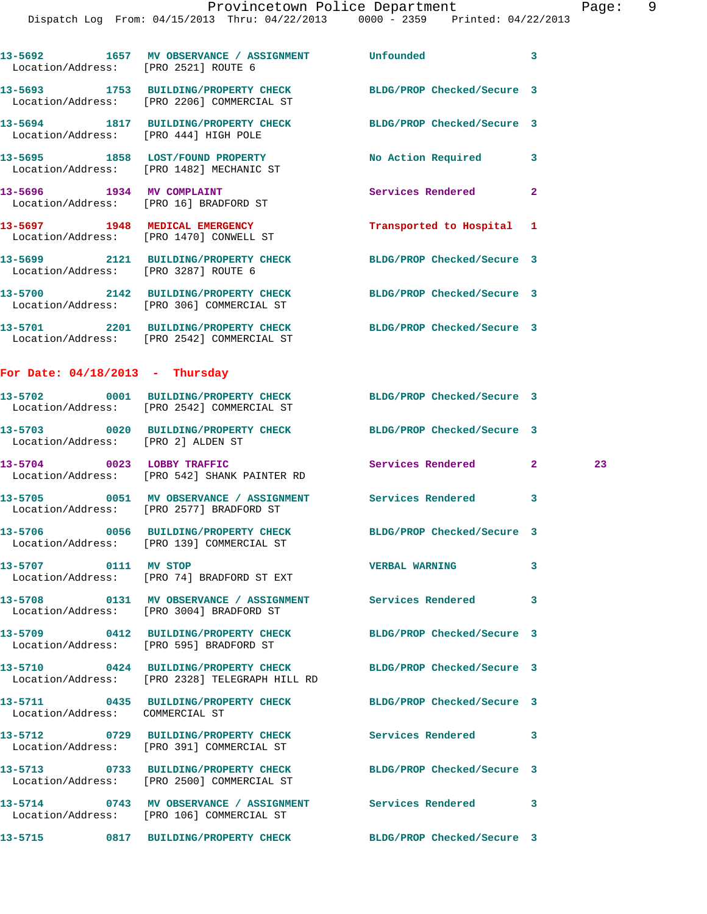13-5692 1657 MV OBSERVANCE / ASSIGNMENT Unfounded 3
Location/Address: [PRO 2521] ROUTE 6

13-5693 1753 BUILDING/PROPERTY CHECK BLDG/PROP Checked/Secure 3
Location/Address: [PRO 2206] COMMERCIAL ST

13-5694 1817 BUILDING/PROPERTY CHECK BLDG/PROP Checked/Secure 3
Location/Address: [PRO 444] HIGH POLE

13-5695 1858 LOST/FOUND PROPERTY No Action Required 3
Location/Address: [PRO 1482] MECHANIC ST

13-5696 1934 MV COMPLAINT Services Rendered 2
Location/Address: [PRO 16] BRADFORD ST

13-5697 1948 MEDICAL EMERGENCY Transported to Hospital 1
Location/Address: [PRO 1470] CONWELL ST

13-5699 2121 BUILDING/PROPERTY CHECK BLDG/PROP Checked/Secure 3
Location/Address: [PRO 3287] ROUTE 6

13-5700 2142 BUILDING/PROPERTY CHECK BLDG/PROP Checked/Secure 3
Location/Address: [PRO 306] COMMERCIAL ST

13-5701 2201 BUILDING/PROPERTY CHECK BLDG/PROP Checked/Secure 3
Location/Address: [PRO 2542] COMMERCIAL ST

## For Date: 04/18/2013 - Thursday

13-5702 0001 BUILDING/PROPERTY CHECK BLDG/PROP Checked/Secure 3
Location/Address: [PRO 2542] COMMERCIAL ST

13-5703 0020 BUILDING/PROPERTY CHECK BLDG/PROP Checked/Secure 3
Location/Address: [PRO 2] ALDEN ST

13-5704 0023 LOBBY TRAFFIC Services Rendered 2 23
Location/Address: [PRO 542] SHANK PAINTER RD

13-5705 0051 MV OBSERVANCE / ASSIGNMENT Services Rendered 3
Location/Address: [PRO 2577] BRADFORD ST

13-5706 0056 BUILDING/PROPERTY CHECK BLDG/PROP Checked/Secure 3
Location/Address: [PRO 139] COMMERCIAL ST

13-5707 0111 MV STOP VERBAL WARNING 3
Location/Address: [PRO 74] BRADFORD ST EXT

13-5708 0131 MV OBSERVANCE / ASSIGNMENT Services Rendered 3
Location/Address: [PRO 3004] BRADFORD ST

13-5709 0412 BUILDING/PROPERTY CHECK BLDG/PROP Checked/Secure 3
Location/Address: [PRO 595] BRADFORD ST

13-5710 0424 BUILDING/PROPERTY CHECK BLDG/PROP Checked/Secure 3
Location/Address: [PRO 2328] TELEGRAPH HILL RD

13-5711 0435 BUILDING/PROPERTY CHECK BLDG/PROP Checked/Secure 3
Location/Address: COMMERCIAL ST

13-5712 0729 BUILDING/PROPERTY CHECK Services Rendered 3
Location/Address: [PRO 391] COMMERCIAL ST

13-5713 0733 BUILDING/PROPERTY CHECK BLDG/PROP Checked/Secure 3
Location/Address: [PRO 2500] COMMERCIAL ST

13-5714 0743 MV OBSERVANCE / ASSIGNMENT Services Rendered 3
Location/Address: [PRO 106] COMMERCIAL ST

13-5715 0817 BUILDING/PROPERTY CHECK BLDG/PROP Checked/Secure 3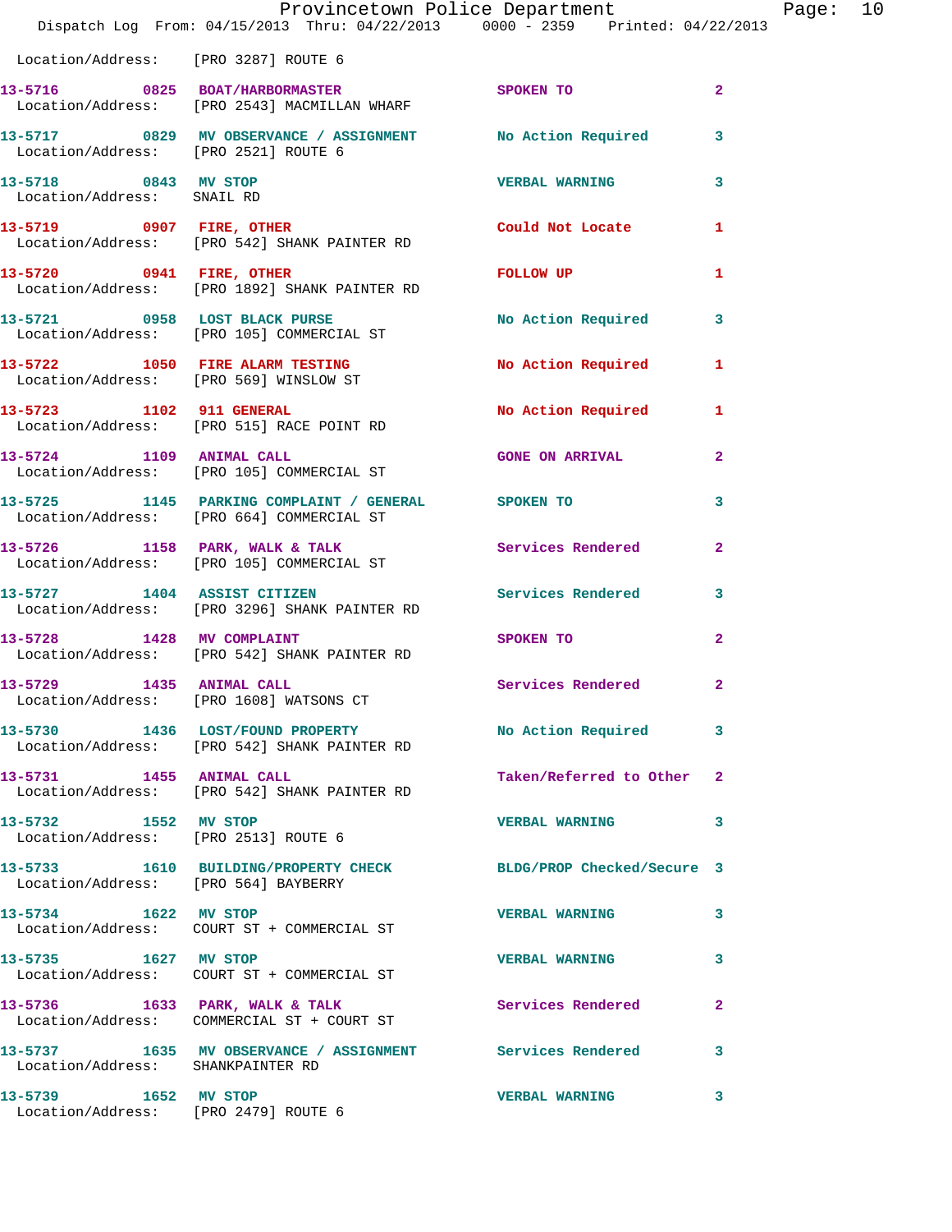Location/Address: [PRO 3287] ROUTE 6

| Call # | Time | Call Reason | Action | Priority |
|---|---|---|---|---|
| 13-5716 | 0825 | BOAT/HARBORMASTER | SPOKEN TO | 2 |
| Location/Address: | | [PRO 2543] MACMILLAN WHARF | | |
| 13-5717 | 0829 | MV OBSERVANCE / ASSIGNMENT | No Action Required | 3 |
| Location/Address: | | [PRO 2521] ROUTE 6 | | |
| 13-5718 | 0843 | MV STOP | VERBAL WARNING | 3 |
| Location/Address: | | SNAIL RD | | |
| 13-5719 | 0907 | FIRE, OTHER | Could Not Locate | 1 |
| Location/Address: | | [PRO 542] SHANK PAINTER RD | | |
| 13-5720 | 0941 | FIRE, OTHER | FOLLOW UP | 1 |
| Location/Address: | | [PRO 1892] SHANK PAINTER RD | | |
| 13-5721 | 0958 | LOST BLACK PURSE | No Action Required | 3 |
| Location/Address: | | [PRO 105] COMMERCIAL ST | | |
| 13-5722 | 1050 | FIRE ALARM TESTING | No Action Required | 1 |
| Location/Address: | | [PRO 569] WINSLOW ST | | |
| 13-5723 | 1102 | 911 GENERAL | No Action Required | 1 |
| Location/Address: | | [PRO 515] RACE POINT RD | | |
| 13-5724 | 1109 | ANIMAL CALL | GONE ON ARRIVAL | 2 |
| Location/Address: | | [PRO 105] COMMERCIAL ST | | |
| 13-5725 | 1145 | PARKING COMPLAINT / GENERAL | SPOKEN TO | 3 |
| Location/Address: | | [PRO 664] COMMERCIAL ST | | |
| 13-5726 | 1158 | PARK, WALK & TALK | Services Rendered | 2 |
| Location/Address: | | [PRO 105] COMMERCIAL ST | | |
| 13-5727 | 1404 | ASSIST CITIZEN | Services Rendered | 3 |
| Location/Address: | | [PRO 3296] SHANK PAINTER RD | | |
| 13-5728 | 1428 | MV COMPLAINT | SPOKEN TO | 2 |
| Location/Address: | | [PRO 542] SHANK PAINTER RD | | |
| 13-5729 | 1435 | ANIMAL CALL | Services Rendered | 2 |
| Location/Address: | | [PRO 1608] WATSONS CT | | |
| 13-5730 | 1436 | LOST/FOUND PROPERTY | No Action Required | 3 |
| Location/Address: | | [PRO 542] SHANK PAINTER RD | | |
| 13-5731 | 1455 | ANIMAL CALL | Taken/Referred to Other | 2 |
| Location/Address: | | [PRO 542] SHANK PAINTER RD | | |
| 13-5732 | 1552 | MV STOP | VERBAL WARNING | 3 |
| Location/Address: | | [PRO 2513] ROUTE 6 | | |
| 13-5733 | 1610 | BUILDING/PROPERTY CHECK | BLDG/PROP Checked/Secure | 3 |
| Location/Address: | | [PRO 564] BAYBERRY | | |
| 13-5734 | 1622 | MV STOP | VERBAL WARNING | 3 |
| Location/Address: | | COURT ST + COMMERCIAL ST | | |
| 13-5735 | 1627 | MV STOP | VERBAL WARNING | 3 |
| Location/Address: | | COURT ST + COMMERCIAL ST | | |
| 13-5736 | 1633 | PARK, WALK & TALK | Services Rendered | 2 |
| Location/Address: | | COMMERCIAL ST + COURT ST | | |
| 13-5737 | 1635 | MV OBSERVANCE / ASSIGNMENT | Services Rendered | 3 |
| Location/Address: | | SHANKPAINTER RD | | |
| 13-5739 | 1652 | MV STOP | VERBAL WARNING | 3 |
| Location/Address: | | [PRO 2479] ROUTE 6 | | |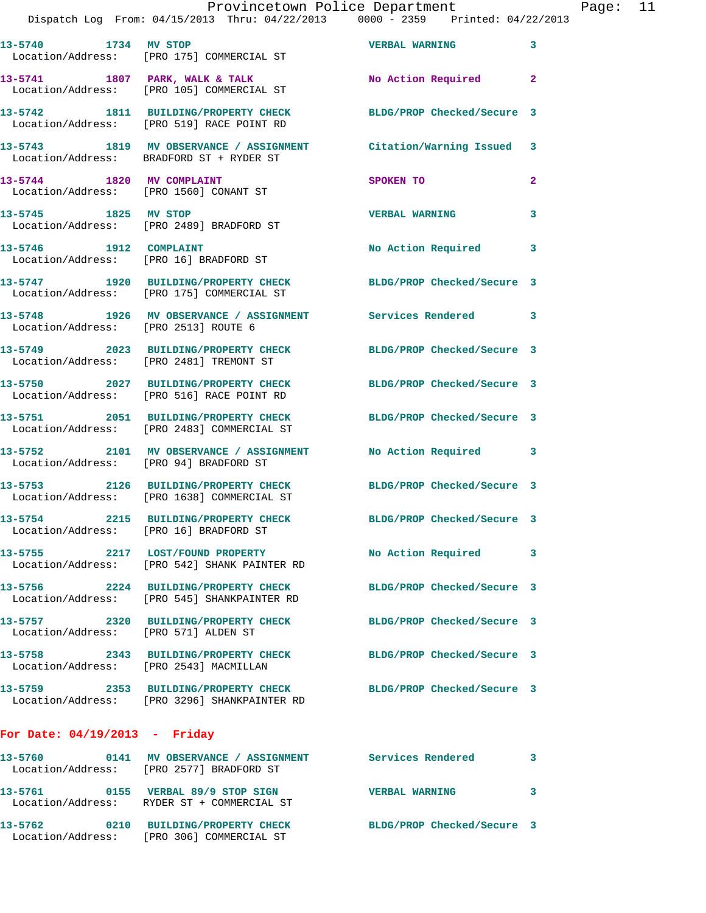13-5740 1734 MV STOP VERBAL WARNING 3
Location/Address: [PRO 175] COMMERCIAL ST

13-5741 1807 PARK, WALK & TALK No Action Required 2
Location/Address: [PRO 105] COMMERCIAL ST

13-5742 1811 BUILDING/PROPERTY CHECK BLDG/PROP Checked/Secure 3
Location/Address: [PRO 519] RACE POINT RD

13-5743 1819 MV OBSERVATION / ASSIGNMENT Citation/Warning Issued 3
Location/Address: BRADFORD ST + RYDER ST

13-5744 1820 MV COMPLAINT SPOKEN TO 2
Location/Address: [PRO 1560] CONANT ST

13-5745 1825 MV STOP VERBAL WARNING 3
Location/Address: [PRO 2489] BRADFORD ST

13-5746 1912 COMPLAINT No Action Required 3
Location/Address: [PRO 16] BRADFORD ST

13-5747 1920 BUILDING/PROPERTY CHECK BLDG/PROP Checked/Secure 3
Location/Address: [PRO 175] COMMERCIAL ST

13-5748 1926 MV OBSERVATION / ASSIGNMENT Services Rendered 3
Location/Address: [PRO 2513] ROUTE 6

13-5749 2023 BUILDING/PROPERTY CHECK BLDG/PROP Checked/Secure 3
Location/Address: [PRO 2481] TREMONT ST

13-5750 2027 BUILDING/PROPERTY CHECK BLDG/PROP Checked/Secure 3
Location/Address: [PRO 516] RACE POINT RD

13-5751 2051 BUILDING/PROPERTY CHECK BLDG/PROP Checked/Secure 3
Location/Address: [PRO 2483] COMMERCIAL ST

13-5752 2101 MV OBSERVATION / ASSIGNMENT No Action Required 3
Location/Address: [PRO 94] BRADFORD ST

13-5753 2126 BUILDING/PROPERTY CHECK BLDG/PROP Checked/Secure 3
Location/Address: [PRO 1638] COMMERCIAL ST

13-5754 2215 BUILDING/PROPERTY CHECK BLDG/PROP Checked/Secure 3
Location/Address: [PRO 16] BRADFORD ST

13-5755 2217 LOST/FOUND PROPERTY No Action Required 3
Location/Address: [PRO 542] SHANK PAINTER RD

13-5756 2224 BUILDING/PROPERTY CHECK BLDG/PROP Checked/Secure 3
Location/Address: [PRO 545] SHANKPAINTER RD

13-5757 2320 BUILDING/PROPERTY CHECK BLDG/PROP Checked/Secure 3
Location/Address: [PRO 571] ALDEN ST

13-5758 2343 BUILDING/PROPERTY CHECK BLDG/PROP Checked/Secure 3
Location/Address: [PRO 2543] MACMILLAN

13-5759 2353 BUILDING/PROPERTY CHECK BLDG/PROP Checked/Secure 3
Location/Address: [PRO 3296] SHANKPAINTER RD

**For Date: 04/19/2013 - Friday**

13-5760 0141 MV OBSERVATION / ASSIGNMENT Services Rendered 3
Location/Address: [PRO 2577] BRADFORD ST

13-5761 0155 VERBAL 89/9 STOP SIGN VERBAL WARNING 3
Location/Address: RYDER ST + COMMERCIAL ST

13-5762 0210 BUILDING/PROPERTY CHECK BLDG/PROP Checked/Secure 3
Location/Address: [PRO 306] COMMERCIAL ST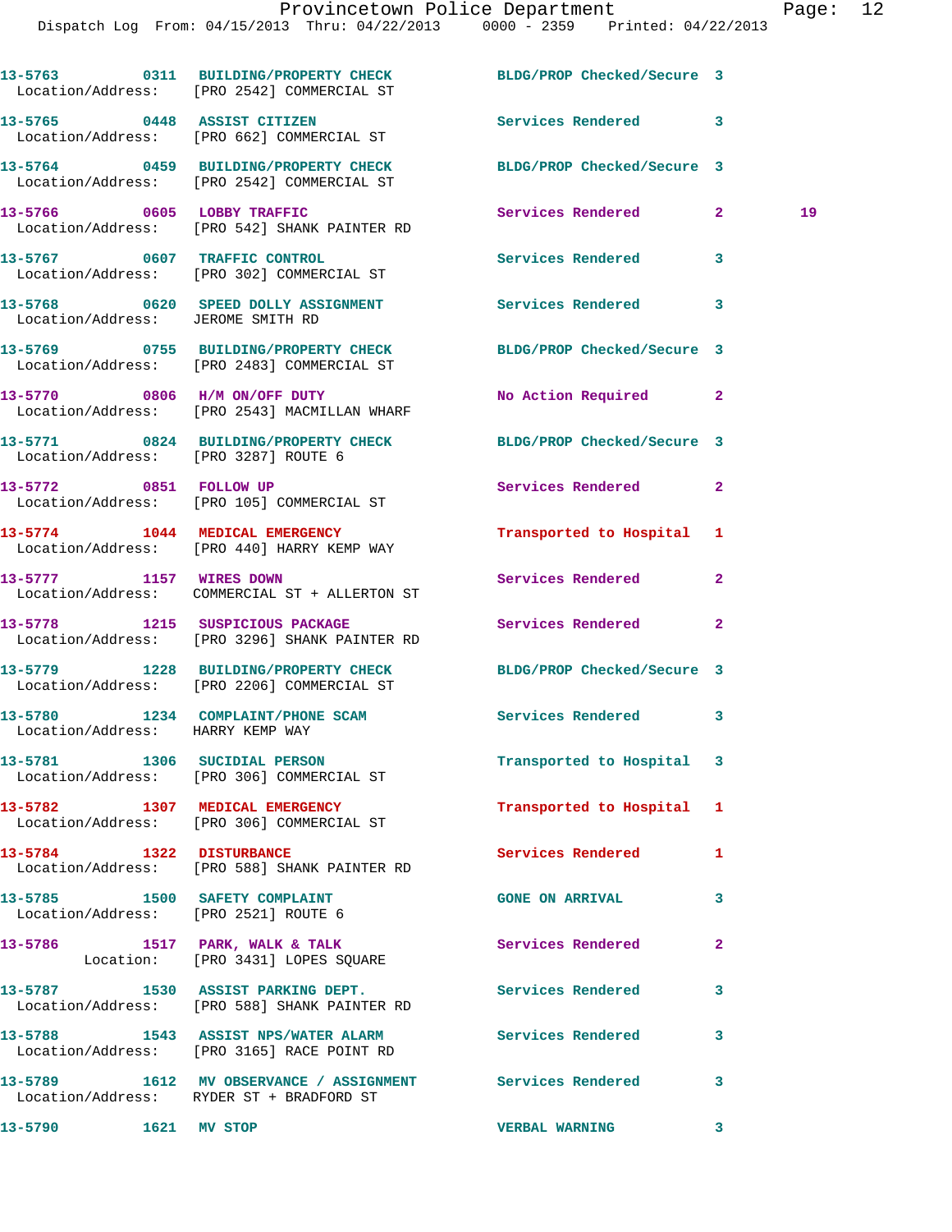13-5763 0311 BUILDING/PROPERTY CHECK BLDG/PROP Checked/Secure 3
Location/Address: [PRO 2542] COMMERCIAL ST

13-5765 0448 ASSIST CITIZEN Services Rendered 3
Location/Address: [PRO 662] COMMERCIAL ST

13-5764 0459 BUILDING/PROPERTY CHECK BLDG/PROP Checked/Secure 3
Location/Address: [PRO 2542] COMMERCIAL ST

13-5766 0605 LOBBY TRAFFIC Services Rendered 2 19
Location/Address: [PRO 542] SHANK PAINTER RD

13-5767 0607 TRAFFIC CONTROL Services Rendered 3
Location/Address: [PRO 302] COMMERCIAL ST

13-5768 0620 SPEED DOLLY ASSIGNMENT Services Rendered 3
Location/Address: JEROME SMITH RD

13-5769 0755 BUILDING/PROPERTY CHECK BLDG/PROP Checked/Secure 3
Location/Address: [PRO 2483] COMMERCIAL ST

13-5770 0806 H/M ON/OFF DUTY No Action Required 2
Location/Address: [PRO 2543] MACMILLAN WHARF

13-5771 0824 BUILDING/PROPERTY CHECK BLDG/PROP Checked/Secure 3
Location/Address: [PRO 3287] ROUTE 6

13-5772 0851 FOLLOW UP Services Rendered 2
Location/Address: [PRO 105] COMMERCIAL ST

13-5774 1044 MEDICAL EMERGENCY Transported to Hospital 1
Location/Address: [PRO 440] HARRY KEMP WAY

13-5777 1157 WIRES DOWN Services Rendered 2
Location/Address: COMMERCIAL ST + ALLERTON ST

13-5778 1215 SUSPICIOUS PACKAGE Services Rendered 2
Location/Address: [PRO 3296] SHANK PAINTER RD

13-5779 1228 BUILDING/PROPERTY CHECK BLDG/PROP Checked/Secure 3
Location/Address: [PRO 2206] COMMERCIAL ST

13-5780 1234 COMPLAINT/PHONE SCAM Services Rendered 3
Location/Address: HARRY KEMP WAY

13-5781 1306 SUCIDIAL PERSON Transported to Hospital 3
Location/Address: [PRO 306] COMMERCIAL ST

13-5782 1307 MEDICAL EMERGENCY Transported to Hospital 1
Location/Address: [PRO 306] COMMERCIAL ST

13-5784 1322 DISTURBANCE Services Rendered 1
Location/Address: [PRO 588] SHANK PAINTER RD

13-5785 1500 SAFETY COMPLAINT GONE ON ARRIVAL 3
Location/Address: [PRO 2521] ROUTE 6

13-5786 1517 PARK, WALK & TALK Services Rendered 2
Location: [PRO 3431] LOPES SQUARE

13-5787 1530 ASSIST PARKING DEPT. Services Rendered 3
Location/Address: [PRO 588] SHANK PAINTER RD

13-5788 1543 ASSIST NPS/WATER ALARM Services Rendered 3
Location/Address: [PRO 3165] RACE POINT RD

13-5789 1612 MV OBSERVANCE / ASSIGNMENT Services Rendered 3
Location/Address: RYDER ST + BRADFORD ST

13-5790 1621 MV STOP VERBAL WARNING 3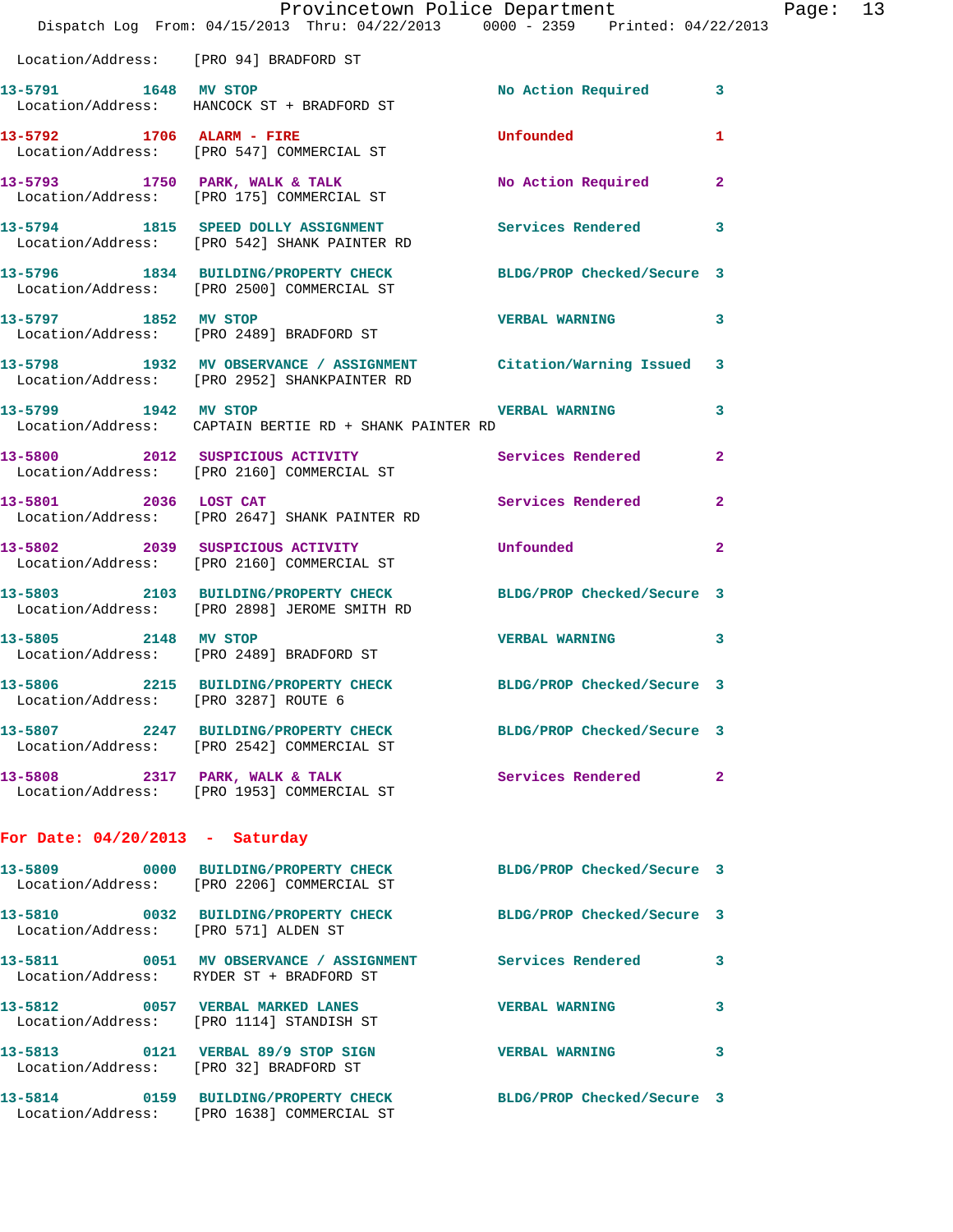Location/Address: [PRO 94] BRADFORD ST

**13-5791** 1648 **MV STOP** No Action Required 3
Location/Address: HANCOCK ST + BRADFORD ST

**13-5792** 1706 **ALARM - FIRE** Unfounded 1
Location/Address: [PRO 547] COMMERCIAL ST

**13-5793** 1750 **PARK, WALK & TALK** No Action Required 2
Location/Address: [PRO 175] COMMERCIAL ST

**13-5794** 1815 **SPEED DOLLY ASSIGNMENT** Services Rendered 3
Location/Address: [PRO 542] SHANK PAINTER RD

**13-5796** 1834 **BUILDING/PROPERTY CHECK** BLDG/PROP Checked/Secure 3
Location/Address: [PRO 2500] COMMERCIAL ST

**13-5797** 1852 **MV STOP** VERBAL WARNING 3
Location/Address: [PRO 2489] BRADFORD ST

**13-5798** 1932 **MV OBSERVANCE / ASSIGNMENT** Citation/Warning Issued 3
Location/Address: [PRO 2952] SHANKPAINTER RD

**13-5799** 1942 **MV STOP** VERBAL WARNING 3
Location/Address: CAPTAIN BERTIE RD + SHANK PAINTER RD

**13-5800** 2012 **SUSPICIOUS ACTIVITY** Services Rendered 2
Location/Address: [PRO 2160] COMMERCIAL ST

**13-5801** 2036 **LOST CAT** Services Rendered 2
Location/Address: [PRO 2647] SHANK PAINTER RD

**13-5802** 2039 **SUSPICIOUS ACTIVITY** Unfounded 2
Location/Address: [PRO 2160] COMMERCIAL ST

**13-5803** 2103 **BUILDING/PROPERTY CHECK** BLDG/PROP Checked/Secure 3
Location/Address: [PRO 2898] JEROME SMITH RD

**13-5805** 2148 **MV STOP** VERBAL WARNING 3
Location/Address: [PRO 2489] BRADFORD ST

**13-5806** 2215 **BUILDING/PROPERTY CHECK** BLDG/PROP Checked/Secure 3
Location/Address: [PRO 3287] ROUTE 6

**13-5807** 2247 **BUILDING/PROPERTY CHECK** BLDG/PROP Checked/Secure 3
Location/Address: [PRO 2542] COMMERCIAL ST

**13-5808** 2317 **PARK, WALK & TALK** Services Rendered 2
Location/Address: [PRO 1953] COMMERCIAL ST

## For Date: 04/20/2013 - Saturday

**13-5809** 0000 **BUILDING/PROPERTY CHECK** BLDG/PROP Checked/Secure 3
Location/Address: [PRO 2206] COMMERCIAL ST

**13-5810** 0032 **BUILDING/PROPERTY CHECK** BLDG/PROP Checked/Secure 3
Location/Address: [PRO 571] ALDEN ST

**13-5811** 0051 **MV OBSERVANCE / ASSIGNMENT** Services Rendered 3
Location/Address: RYDER ST + BRADFORD ST

**13-5812** 0057 **VERBAL MARKED LANES** VERBAL WARNING 3
Location/Address: [PRO 1114] STANDISH ST

**13-5813** 0121 **VERBAL 89/9 STOP SIGN** VERBAL WARNING 3
Location/Address: [PRO 32] BRADFORD ST

**13-5814** 0159 **BUILDING/PROPERTY CHECK** BLDG/PROP Checked/Secure 3
Location/Address: [PRO 1638] COMMERCIAL ST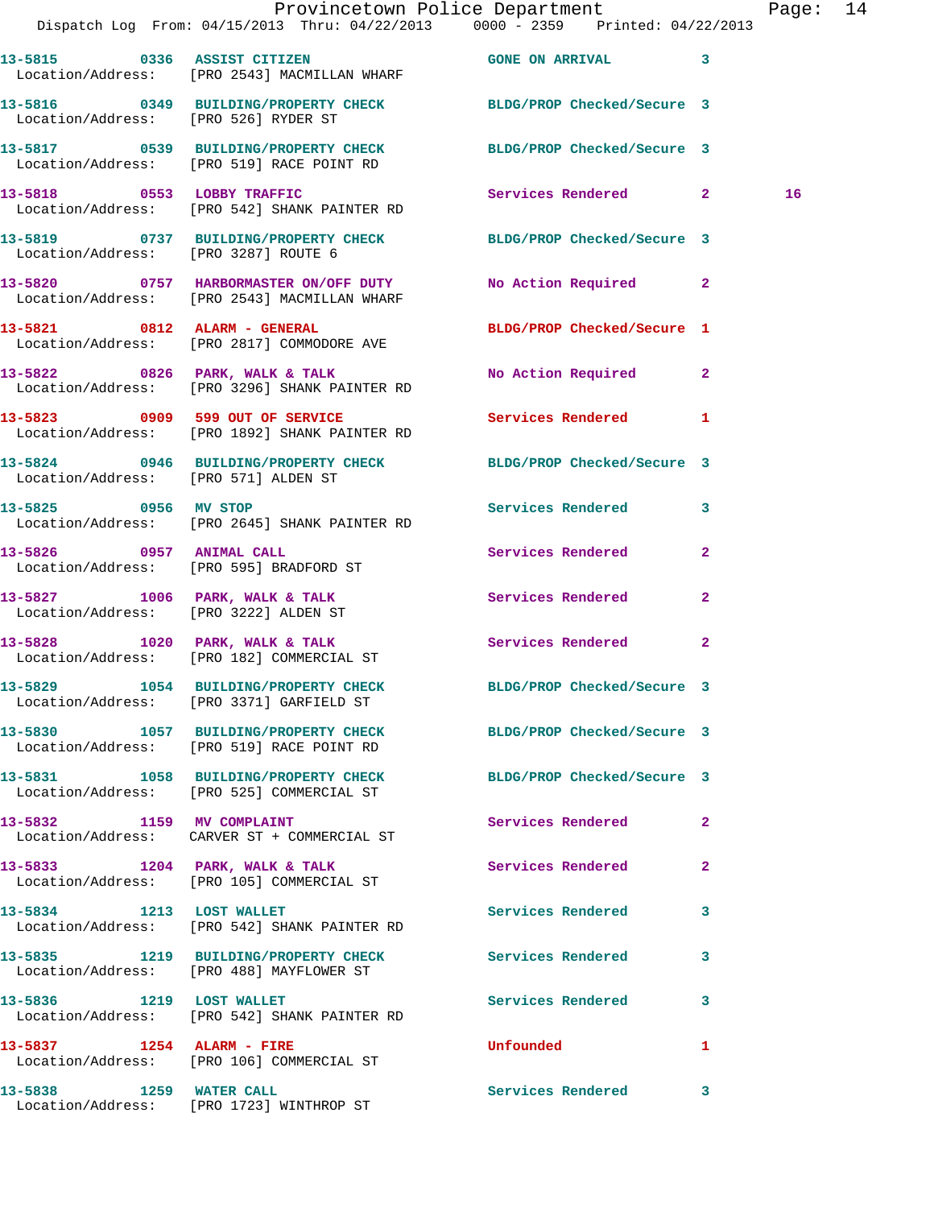| Call # | Time | Call Reason | Action | Priority | |
|---|---|---|---|---|---|
| 13-5815 | 0336 | ASSIST CITIZEN | GONE ON ARRIVAL | 3 | |
| Location/Address: | | [PRO 2543] MACMILLAN WHARF | | | |
| 13-5816 | 0349 | BUILDING/PROPERTY CHECK | BLDG/PROP Checked/Secure | 3 | |
| Location/Address: | | [PRO 526] RYDER ST | | | |
| 13-5817 | 0539 | BUILDING/PROPERTY CHECK | BLDG/PROP Checked/Secure | 3 | |
| Location/Address: | | [PRO 519] RACE POINT RD | | | |
| 13-5818 | 0553 | LOBBY TRAFFIC | Services Rendered | 2 | 16 |
| Location/Address: | | [PRO 542] SHANK PAINTER RD | | | |
| 13-5819 | 0737 | BUILDING/PROPERTY CHECK | BLDG/PROP Checked/Secure | 3 | |
| Location/Address: | | [PRO 3287] ROUTE 6 | | | |
| 13-5820 | 0757 | HARBORMASTER ON/OFF DUTY | No Action Required | 2 | |
| Location/Address: | | [PRO 2543] MACMILLAN WHARF | | | |
| 13-5821 | 0812 | ALARM - GENERAL | BLDG/PROP Checked/Secure | 1 | |
| Location/Address: | | [PRO 2817] COMMODORE AVE | | | |
| 13-5822 | 0826 | PARK, WALK & TALK | No Action Required | 2 | |
| Location/Address: | | [PRO 3296] SHANK PAINTER RD | | | |
| 13-5823 | 0909 | 599 OUT OF SERVICE | Services Rendered | 1 | |
| Location/Address: | | [PRO 1892] SHANK PAINTER RD | | | |
| 13-5824 | 0946 | BUILDING/PROPERTY CHECK | BLDG/PROP Checked/Secure | 3 | |
| Location/Address: | | [PRO 571] ALDEN ST | | | |
| 13-5825 | 0956 | MV STOP | Services Rendered | 3 | |
| Location/Address: | | [PRO 2645] SHANK PAINTER RD | | | |
| 13-5826 | 0957 | ANIMAL CALL | Services Rendered | 2 | |
| Location/Address: | | [PRO 595] BRADFORD ST | | | |
| 13-5827 | 1006 | PARK, WALK & TALK | Services Rendered | 2 | |
| Location/Address: | | [PRO 3222] ALDEN ST | | | |
| 13-5828 | 1020 | PARK, WALK & TALK | Services Rendered | 2 | |
| Location/Address: | | [PRO 182] COMMERCIAL ST | | | |
| 13-5829 | 1054 | BUILDING/PROPERTY CHECK | BLDG/PROP Checked/Secure | 3 | |
| Location/Address: | | [PRO 3371] GARFIELD ST | | | |
| 13-5830 | 1057 | BUILDING/PROPERTY CHECK | BLDG/PROP Checked/Secure | 3 | |
| Location/Address: | | [PRO 519] RACE POINT RD | | | |
| 13-5831 | 1058 | BUILDING/PROPERTY CHECK | BLDG/PROP Checked/Secure | 3 | |
| Location/Address: | | [PRO 525] COMMERCIAL ST | | | |
| 13-5832 | 1159 | MV COMPLAINT | Services Rendered | 2 | |
| Location/Address: | | CARVER ST + COMMERCIAL ST | | | |
| 13-5833 | 1204 | PARK, WALK & TALK | Services Rendered | 2 | |
| Location/Address: | | [PRO 105] COMMERCIAL ST | | | |
| 13-5834 | 1213 | LOST WALLET | Services Rendered | 3 | |
| Location/Address: | | [PRO 542] SHANK PAINTER RD | | | |
| 13-5835 | 1219 | BUILDING/PROPERTY CHECK | Services Rendered | 3 | |
| Location/Address: | | [PRO 488] MAYFLOWER ST | | | |
| 13-5836 | 1219 | LOST WALLET | Services Rendered | 3 | |
| Location/Address: | | [PRO 542] SHANK PAINTER RD | | | |
| 13-5837 | 1254 | ALARM - FIRE | Unfounded | 1 | |
| Location/Address: | | [PRO 106] COMMERCIAL ST | | | |
| 13-5838 | 1259 | WATER CALL | Services Rendered | 3 | |
| Location/Address: | | [PRO 1723] WINTHROP ST | | | |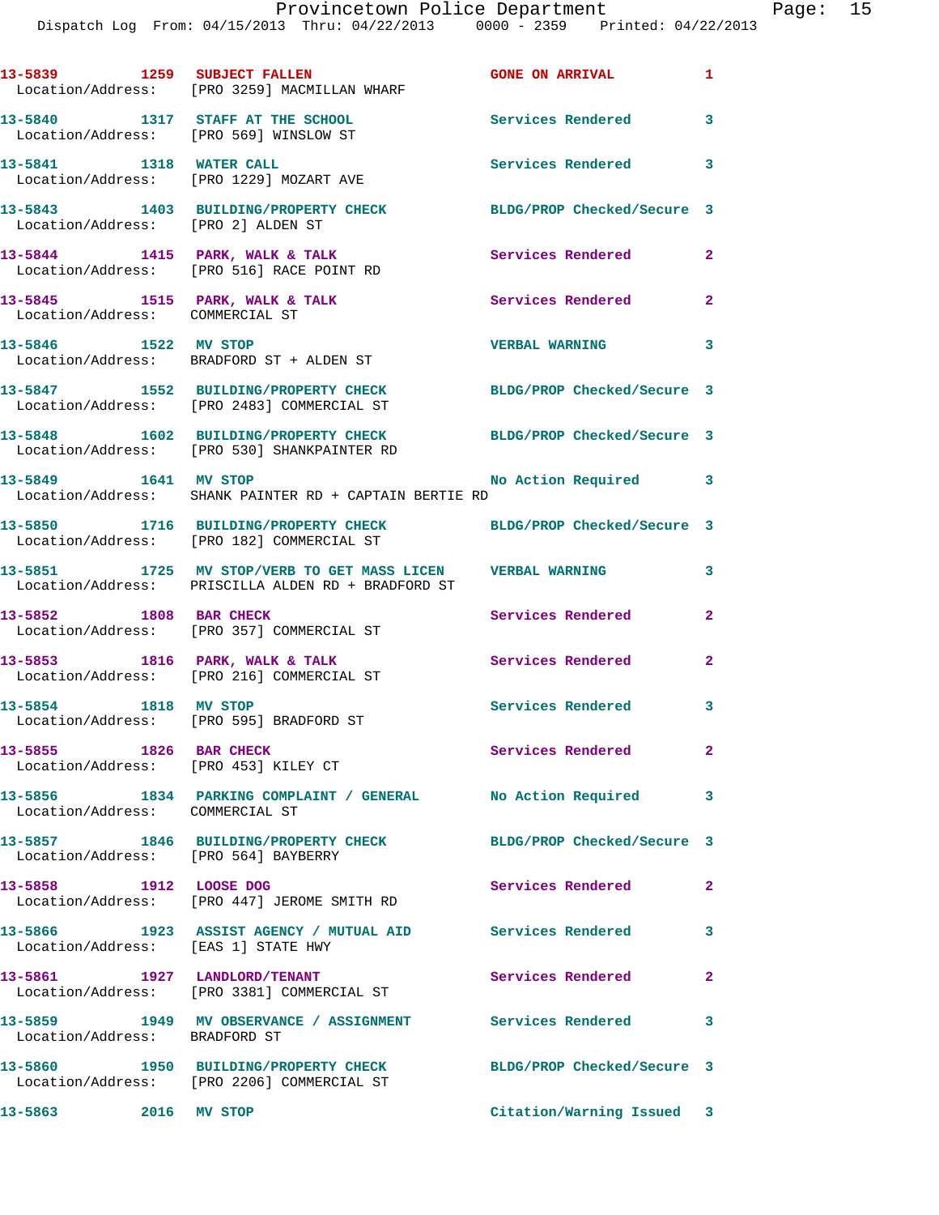```
13-5839        1259  SUBJECT FALLEN                  GONE ON ARRIVAL           1
  Location/Address:    [PRO 3259] MACMILLAN WHARF

13-5840        1317  STAFF AT THE SCHOOL             Services Rendered         3
  Location/Address:    [PRO 569] WINSLOW ST

13-5841        1318  WATER CALL                      Services Rendered         3
  Location/Address:    [PRO 1229] MOZART AVE

13-5843        1403  BUILDING/PROPERTY CHECK         BLDG/PROP Checked/Secure  3
  Location/Address:    [PRO 2] ALDEN ST

13-5844        1415  PARK, WALK & TALK               Services Rendered         2
  Location/Address:    [PRO 516] RACE POINT RD

13-5845        1515  PARK, WALK & TALK               Services Rendered         2
  Location/Address:    COMMERCIAL ST

13-5846        1522  MV STOP                         VERBAL WARNING            3
  Location/Address:    BRADFORD ST + ALDEN ST

13-5847        1552  BUILDING/PROPERTY CHECK         BLDG/PROP Checked/Secure  3
  Location/Address:    [PRO 2483] COMMERCIAL ST

13-5848        1602  BUILDING/PROPERTY CHECK         BLDG/PROP Checked/Secure  3
  Location/Address:    [PRO 530] SHANKPAINTER RD

13-5849        1641  MV STOP                         No Action Required        3
  Location/Address:    SHANK PAINTER RD + CAPTAIN BERTIE RD

13-5850        1716  BUILDING/PROPERTY CHECK         BLDG/PROP Checked/Secure  3
  Location/Address:    [PRO 182] COMMERCIAL ST

13-5851        1725  MV STOP/VERB TO GET MASS LICEN  VERBAL WARNING            3
  Location/Address:    PRISCILLA ALDEN RD + BRADFORD ST

13-5852        1808  BAR CHECK                       Services Rendered         2
  Location/Address:    [PRO 357] COMMERCIAL ST

13-5853        1816  PARK, WALK & TALK               Services Rendered         2
  Location/Address:    [PRO 216] COMMERCIAL ST

13-5854        1818  MV STOP                         Services Rendered         3
  Location/Address:    [PRO 595] BRADFORD ST

13-5855        1826  BAR CHECK                       Services Rendered         2
  Location/Address:    [PRO 453] KILEY CT

13-5856        1834  PARKING COMPLAINT / GENERAL     No Action Required        3
  Location/Address:    COMMERCIAL ST

13-5857        1846  BUILDING/PROPERTY CHECK         BLDG/PROP Checked/Secure  3
  Location/Address:    [PRO 564] BAYBERRY

13-5858        1912  LOOSE DOG                       Services Rendered         2
  Location/Address:    [PRO 447] JEROME SMITH RD

13-5866        1923  ASSIST AGENCY / MUTUAL AID      Services Rendered         3
  Location/Address:    [EAS 1] STATE HWY

13-5861        1927  LANDLORD/TENANT                 Services Rendered         2
  Location/Address:    [PRO 3381] COMMERCIAL ST

13-5859        1949  MV OBSERVATION / ASSIGNMENT     Services Rendered         3
  Location/Address:    BRADFORD ST

13-5860        1950  BUILDING/PROPERTY CHECK         BLDG/PROP Checked/Secure  3
  Location/Address:    [PRO 2206] COMMERCIAL ST

13-5863        2016  MV STOP                         Citation/Warning Issued   3
```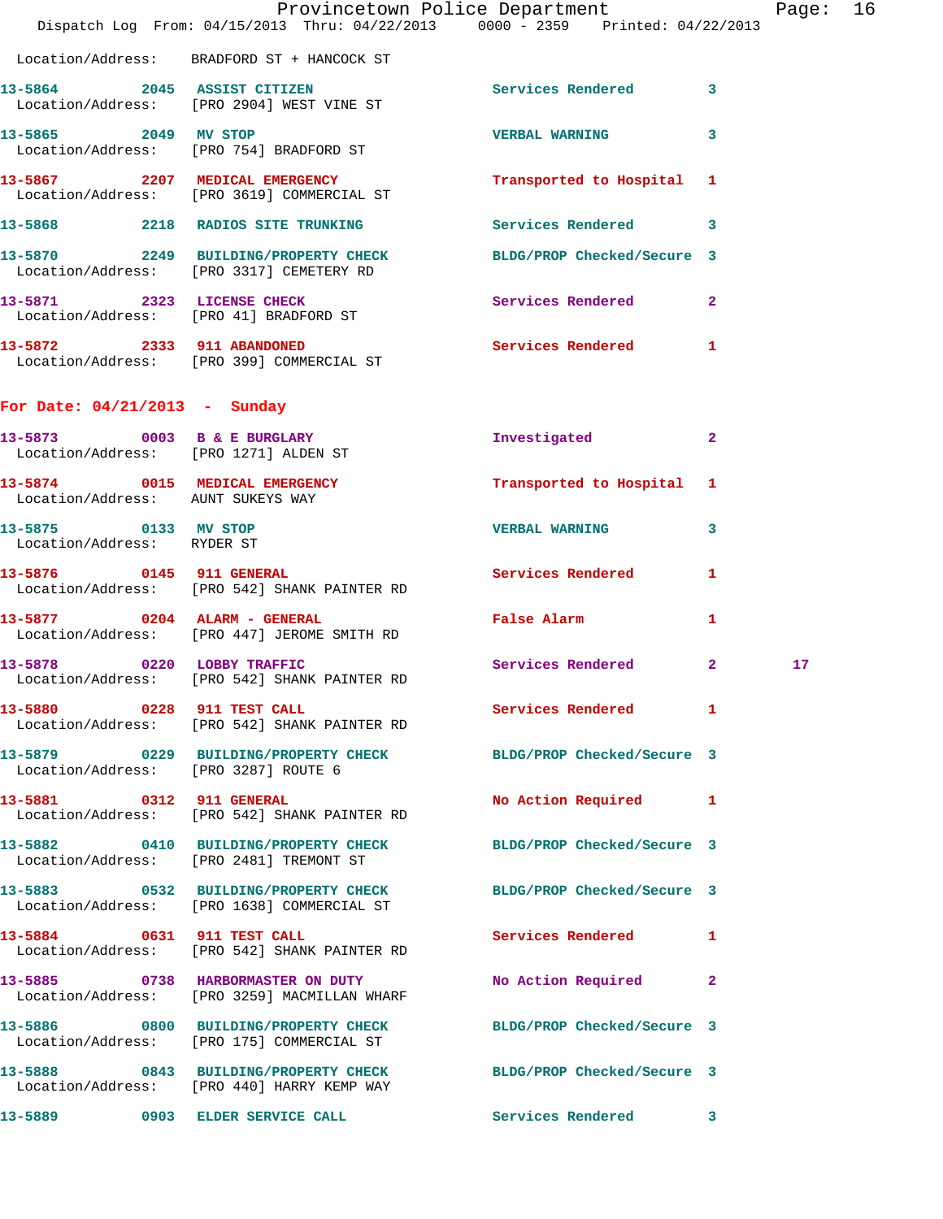Location/Address: BRADFORD ST + HANCOCK ST

**13-5864** 2045 **ASSIST CITIZEN** Services Rendered 3
Location/Address: [PRO 2904] WEST VINE ST

**13-5865** 2049 **MV STOP** VERBAL WARNING 3
Location/Address: [PRO 754] BRADFORD ST

**13-5867** 2207 **MEDICAL EMERGENCY** Transported to Hospital 1
Location/Address: [PRO 3619] COMMERCIAL ST

**13-5868** 2218 **RADIOS SITE TRUNKING** Services Rendered 3

**13-5870** 2249 **BUILDING/PROPERTY CHECK** BLDG/PROP Checked/Secure 3
Location/Address: [PRO 3317] CEMETERY RD

**13-5871** 2323 **LICENSE CHECK** Services Rendered 2
Location/Address: [PRO 41] BRADFORD ST

**13-5872** 2333 **911 ABANDONED** Services Rendered 1
Location/Address: [PRO 399] COMMERCIAL ST

## For Date: 04/21/2013 - Sunday

**13-5873** 0003 **B & E BURGLARY** Investigated 2
Location/Address: [PRO 1271] ALDEN ST

**13-5874** 0015 **MEDICAL EMERGENCY** Transported to Hospital 1
Location/Address: AUNT SUKEYS WAY

**13-5875** 0133 **MV STOP** VERBAL WARNING 3
Location/Address: RYDER ST

**13-5876** 0145 **911 GENERAL** Services Rendered 1
Location/Address: [PRO 542] SHANK PAINTER RD

**13-5877** 0204 **ALARM - GENERAL** False Alarm 1
Location/Address: [PRO 447] JEROME SMITH RD

**13-5878** 0220 **LOBBY TRAFFIC** Services Rendered 2 17
Location/Address: [PRO 542] SHANK PAINTER RD

**13-5880** 0228 **911 TEST CALL** Services Rendered 1
Location/Address: [PRO 542] SHANK PAINTER RD

**13-5879** 0229 **BUILDING/PROPERTY CHECK** BLDG/PROP Checked/Secure 3
Location/Address: [PRO 3287] ROUTE 6

**13-5881** 0312 **911 GENERAL** No Action Required 1
Location/Address: [PRO 542] SHANK PAINTER RD

**13-5882** 0410 **BUILDING/PROPERTY CHECK** BLDG/PROP Checked/Secure 3
Location/Address: [PRO 2481] TREMONT ST

**13-5883** 0532 **BUILDING/PROPERTY CHECK** BLDG/PROP Checked/Secure 3
Location/Address: [PRO 1638] COMMERCIAL ST

**13-5884** 0631 **911 TEST CALL** Services Rendered 1
Location/Address: [PRO 542] SHANK PAINTER RD

**13-5885** 0738 **HARBORMASTER ON DUTY** No Action Required 2
Location/Address: [PRO 3259] MACMILLAN WHARF

**13-5886** 0800 **BUILDING/PROPERTY CHECK** BLDG/PROP Checked/Secure 3
Location/Address: [PRO 175] COMMERCIAL ST

**13-5888** 0843 **BUILDING/PROPERTY CHECK** BLDG/PROP Checked/Secure 3
Location/Address: [PRO 440] HARRY KEMP WAY

**13-5889** 0903 **ELDER SERVICE CALL** Services Rendered 3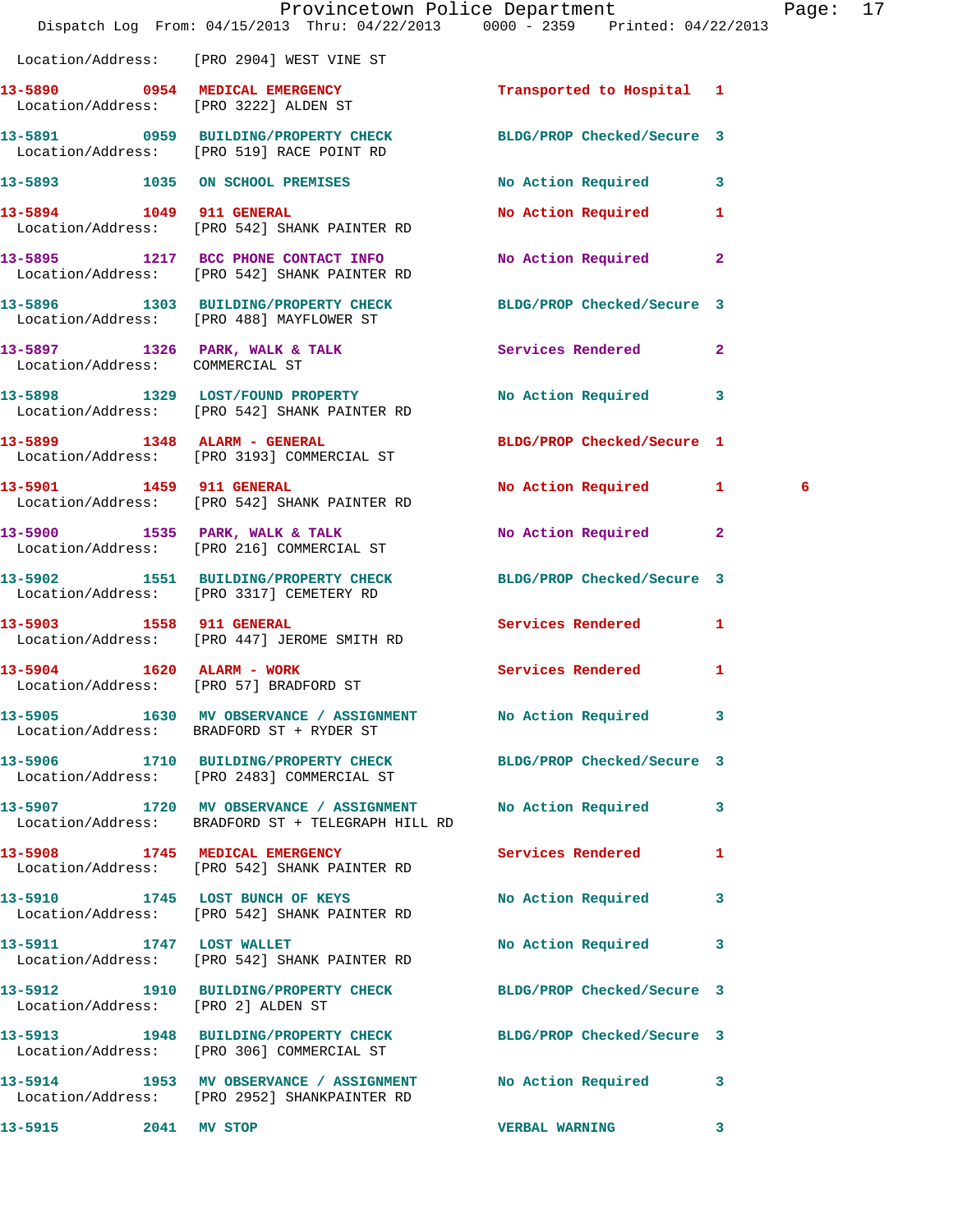Location/Address: [PRO 2904] WEST VINE ST

13-5890 0954 MEDICAL EMERGENCY Transported to Hospital 1
Location/Address: [PRO 3222] ALDEN ST

13-5891 0959 BUILDING/PROPERTY CHECK BLDG/PROP Checked/Secure 3
Location/Address: [PRO 519] RACE POINT RD

13-5893 1035 ON SCHOOL PREMISES No Action Required 3

13-5894 1049 911 GENERAL No Action Required 1
Location/Address: [PRO 542] SHANK PAINTER RD

13-5895 1217 BCC PHONE CONTACT INFO No Action Required 2
Location/Address: [PRO 542] SHANK PAINTER RD

13-5896 1303 BUILDING/PROPERTY CHECK BLDG/PROP Checked/Secure 3
Location/Address: [PRO 488] MAYFLOWER ST

13-5897 1326 PARK, WALK & TALK Services Rendered 2
Location/Address: COMMERCIAL ST

13-5898 1329 LOST/FOUND PROPERTY No Action Required 3
Location/Address: [PRO 542] SHANK PAINTER RD

13-5899 1348 ALARM - GENERAL BLDG/PROP Checked/Secure 1
Location/Address: [PRO 3193] COMMERCIAL ST

13-5901 1459 911 GENERAL No Action Required 1 6
Location/Address: [PRO 542] SHANK PAINTER RD

13-5900 1535 PARK, WALK & TALK No Action Required 2
Location/Address: [PRO 216] COMMERCIAL ST

13-5902 1551 BUILDING/PROPERTY CHECK BLDG/PROP Checked/Secure 3
Location/Address: [PRO 3317] CEMETERY RD

13-5903 1558 911 GENERAL Services Rendered 1
Location/Address: [PRO 447] JEROME SMITH RD

13-5904 1620 ALARM - WORK Services Rendered 1
Location/Address: [PRO 57] BRADFORD ST

13-5905 1630 MV OBSERVANCE / ASSIGNMENT No Action Required 3
Location/Address: BRADFORD ST + RYDER ST

13-5906 1710 BUILDING/PROPERTY CHECK BLDG/PROP Checked/Secure 3
Location/Address: [PRO 2483] COMMERCIAL ST

13-5907 1720 MV OBSERVANCE / ASSIGNMENT No Action Required 3
Location/Address: BRADFORD ST + TELEGRAPH HILL RD

13-5908 1745 MEDICAL EMERGENCY Services Rendered 1
Location/Address: [PRO 542] SHANK PAINTER RD

13-5910 1745 LOST BUNCH OF KEYS No Action Required 3
Location/Address: [PRO 542] SHANK PAINTER RD

13-5911 1747 LOST WALLET No Action Required 3
Location/Address: [PRO 542] SHANK PAINTER RD

13-5912 1910 BUILDING/PROPERTY CHECK BLDG/PROP Checked/Secure 3
Location/Address: [PRO 2] ALDEN ST

13-5913 1948 BUILDING/PROPERTY CHECK BLDG/PROP Checked/Secure 3
Location/Address: [PRO 306] COMMERCIAL ST

13-5914 1953 MV OBSERVANCE / ASSIGNMENT No Action Required 3
Location/Address: [PRO 2952] SHANKPAINTER RD

13-5915 2041 MV STOP VERBAL WARNING 3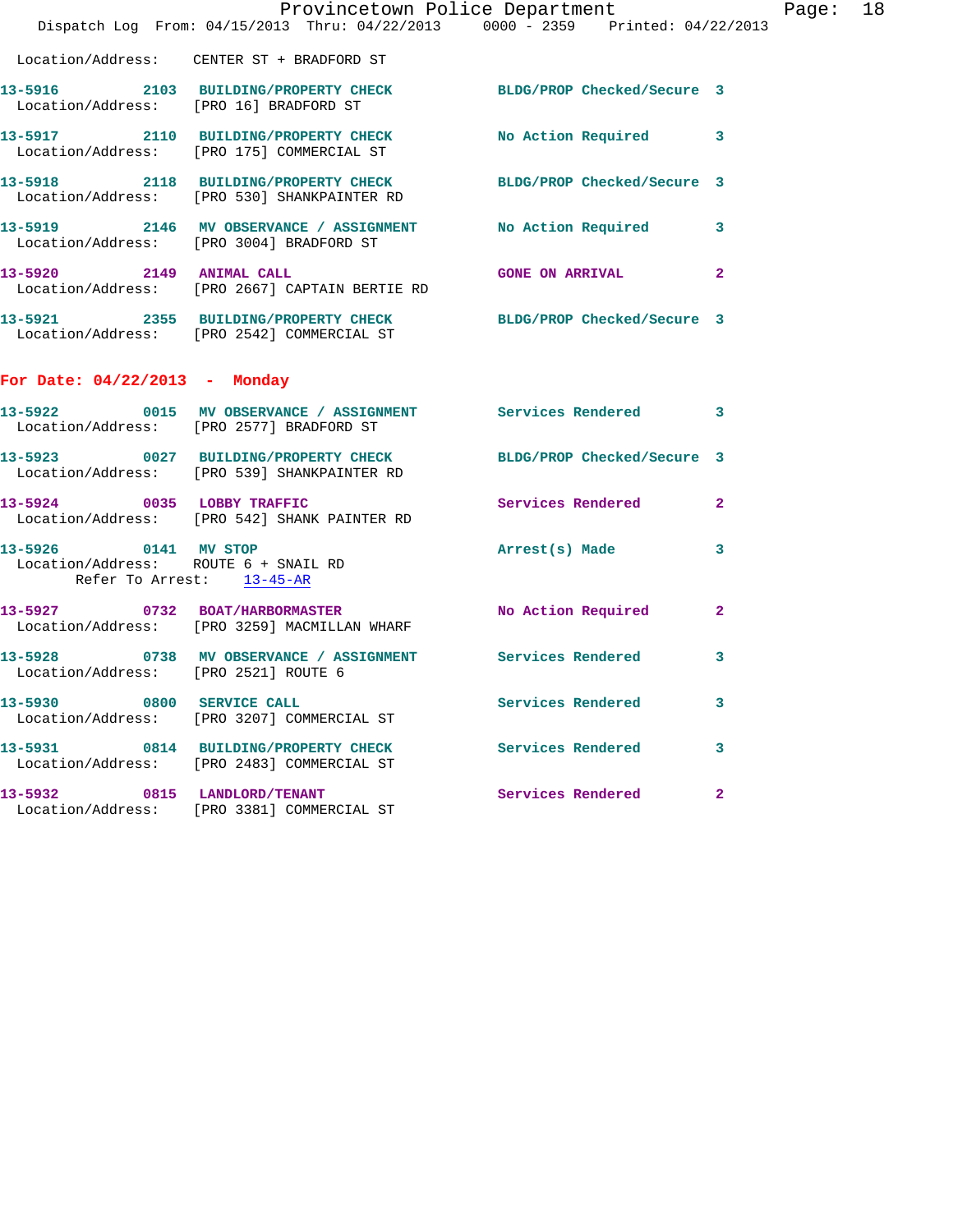Location/Address: CENTER ST + BRADFORD ST

**13-5916** 2103 **BUILDING/PROPERTY CHECK** BLDG/PROP Checked/Secure 3
Location/Address: [PRO 16] BRADFORD ST

**13-5917** 2110 **BUILDING/PROPERTY CHECK** No Action Required 3
Location/Address: [PRO 175] COMMERCIAL ST

**13-5918** 2118 **BUILDING/PROPERTY CHECK** BLDG/PROP Checked/Secure 3
Location/Address: [PRO 530] SHANKPAINTER RD

**13-5919** 2146 **MV OBSERVANCE / ASSIGNMENT** No Action Required 3
Location/Address: [PRO 3004] BRADFORD ST

**13-5920** 2149 **ANIMAL CALL** GONE ON ARRIVAL 2
Location/Address: [PRO 2667] CAPTAIN BERTIE RD

**13-5921** 2355 **BUILDING/PROPERTY CHECK** BLDG/PROP Checked/Secure 3
Location/Address: [PRO 2542] COMMERCIAL ST

## For Date: 04/22/2013 - Monday

**13-5922** 0015 **MV OBSERVANCE / ASSIGNMENT** Services Rendered 3
Location/Address: [PRO 2577] BRADFORD ST

**13-5923** 0027 **BUILDING/PROPERTY CHECK** BLDG/PROP Checked/Secure 3
Location/Address: [PRO 539] SHANKPAINTER RD

**13-5924** 0035 **LOBBY TRAFFIC** Services Rendered 2
Location/Address: [PRO 542] SHANK PAINTER RD

**13-5926** 0141 **MV STOP** Arrest(s) Made 3
Location/Address: ROUTE 6 + SNAIL RD
Refer To Arrest: 13-45-AR

**13-5927** 0732 **BOAT/HARBORMASTER** No Action Required 2
Location/Address: [PRO 3259] MACMILLAN WHARF

**13-5928** 0738 **MV OBSERVANCE / ASSIGNMENT** Services Rendered 3
Location/Address: [PRO 2521] ROUTE 6

**13-5930** 0800 **SERVICE CALL** Services Rendered 3
Location/Address: [PRO 3207] COMMERCIAL ST

**13-5931** 0814 **BUILDING/PROPERTY CHECK** Services Rendered 3
Location/Address: [PRO 2483] COMMERCIAL ST

**13-5932** 0815 **LANDLORD/TENANT** Services Rendered 2
Location/Address: [PRO 3381] COMMERCIAL ST